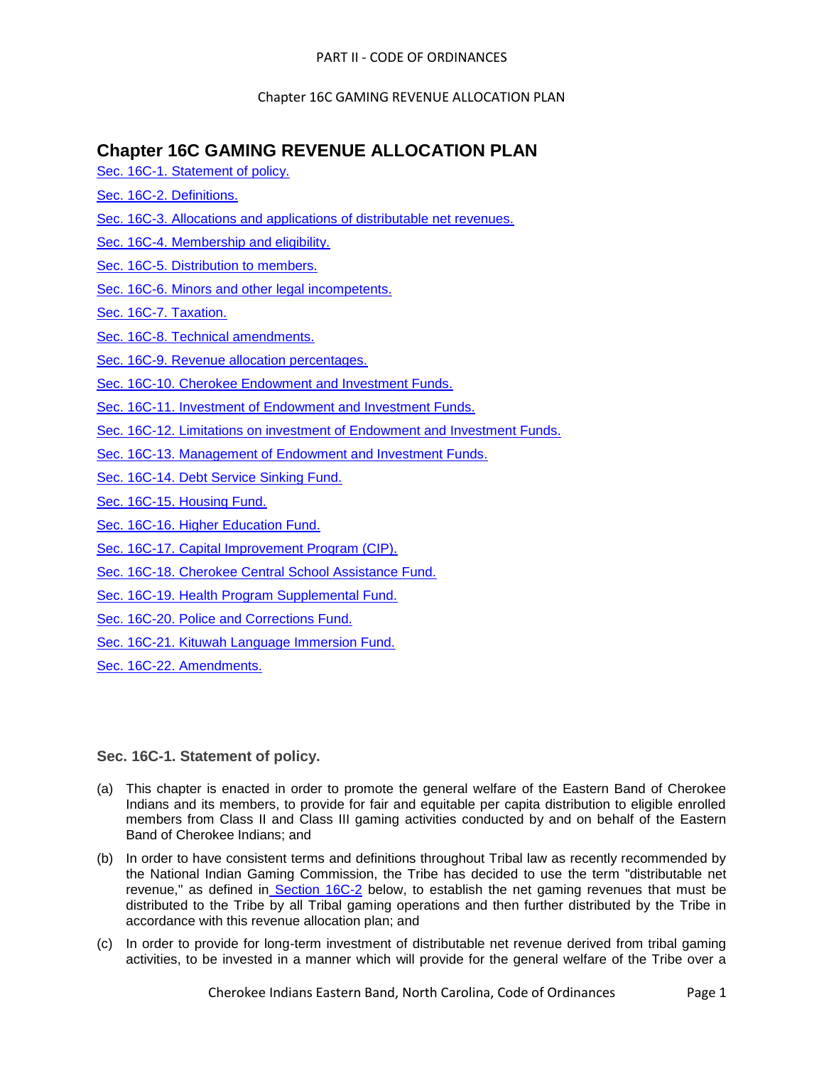# Chapter 16C GAMING REVENUE ALLOCATION PLAN

Sec. 16C-1. Statement of policy.

Sec. 16C-2. Definitions.

Sec. 16C-3. Allocations and applications of distributable net revenues.

Sec. 16C-4. Membership and eligibility.

Sec. 16C-5. Distribution to members.

Sec. 16C-6. Minors and other legal incompetents.

Sec. 16C-7. Taxation.

Sec. 16C-8. Technical amendments.

Sec. 16C-9. Revenue allocation percentages.

Sec. 16C-10. Cherokee Endowment and Investment Funds.

Sec. 16C-11. Investment of Endowment and Investment Funds.

Sec. 16C-12. Limitations on investment of Endowment and Investment Funds.

Sec. 16C-13. Management of Endowment and Investment Funds.

Sec. 16C-14. Debt Service Sinking Fund.

Sec. 16C-15. Housing Fund.

Sec. 16C-16. Higher Education Fund.

Sec. 16C-17. Capital Improvement Program (CIP).

Sec. 16C-18. Cherokee Central School Assistance Fund.

Sec. 16C-19. Health Program Supplemental Fund.

Sec. 16C-20. Police and Corrections Fund.

Sec. 16C-21. Kituwah Language Immersion Fund.

Sec. 16C-22. Amendments.

### Sec. 16C-1. Statement of policy.

(a) This chapter is enacted in order to promote the general welfare of the Eastern Band of Cherokee Indians and its members, to provide for fair and equitable per capita distribution to eligible enrolled members from Class II and Class III gaming activities conducted by and on behalf of the Eastern Band of Cherokee Indians; and

(b) In order to have consistent terms and definitions throughout Tribal law as recently recommended by the National Indian Gaming Commission, the Tribe has decided to use the term "distributable net revenue," as defined in Section 16C-2 below, to establish the net gaming revenues that must be distributed to the Tribe by all Tribal gaming operations and then further distributed by the Tribe in accordance with this revenue allocation plan; and

(c) In order to provide for long-term investment of distributable net revenue derived from tribal gaming activities, to be invested in a manner which will provide for the general welfare of the Tribe over a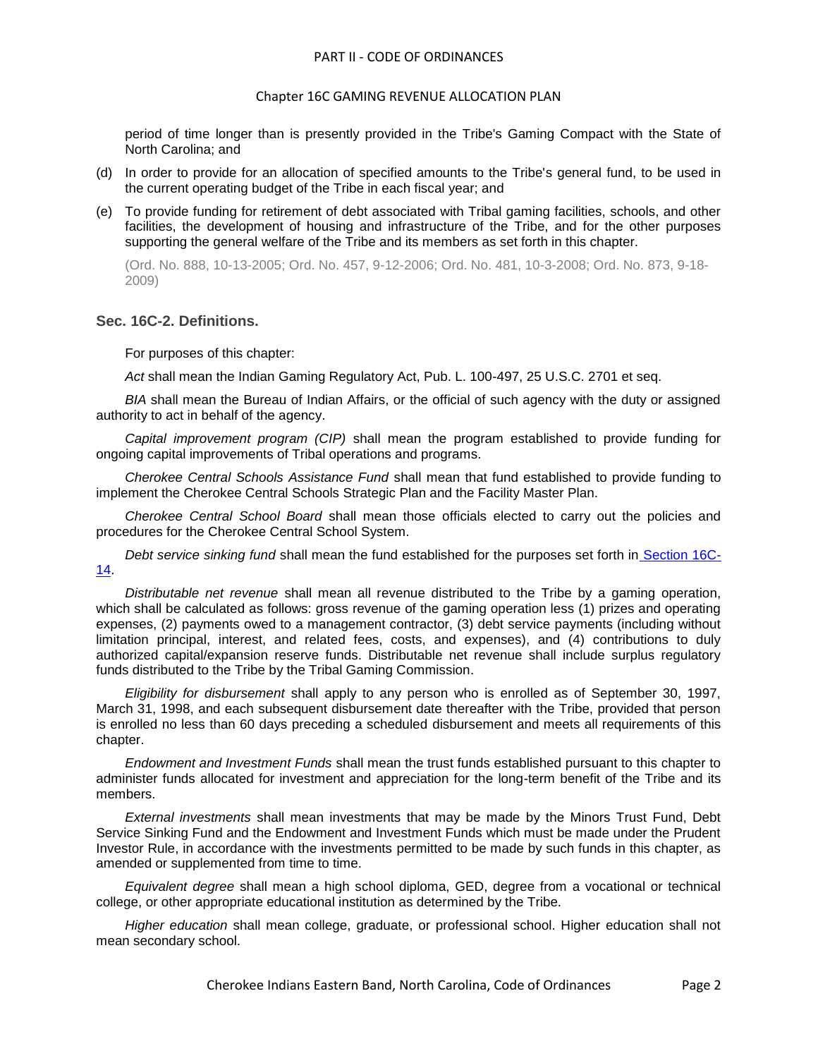period of time longer than is presently provided in the Tribe's Gaming Compact with the State of North Carolina; and

(d) In order to provide for an allocation of specified amounts to the Tribe's general fund, to be used in the current operating budget of the Tribe in each fiscal year; and

(e) To provide funding for retirement of debt associated with Tribal gaming facilities, schools, and other facilities, the development of housing and infrastructure of the Tribe, and for the other purposes supporting the general welfare of the Tribe and its members as set forth in this chapter.

(Ord. No. 888, 10-13-2005; Ord. No. 457, 9-12-2006; Ord. No. 481, 10-3-2008; Ord. No. 873, 9-18-2009)

### Sec. 16C-2. Definitions.

For purposes of this chapter:

*Act* shall mean the Indian Gaming Regulatory Act, Pub. L. 100-497, 25 U.S.C. 2701 et seq.

*BIA* shall mean the Bureau of Indian Affairs, or the official of such agency with the duty or assigned authority to act in behalf of the agency.

*Capital improvement program (CIP)* shall mean the program established to provide funding for ongoing capital improvements of Tribal operations and programs.

*Cherokee Central Schools Assistance Fund* shall mean that fund established to provide funding to implement the Cherokee Central Schools Strategic Plan and the Facility Master Plan.

*Cherokee Central School Board* shall mean those officials elected to carry out the policies and procedures for the Cherokee Central School System.

*Debt service sinking fund* shall mean the fund established for the purposes set forth in Section 16C-14.

*Distributable net revenue* shall mean all revenue distributed to the Tribe by a gaming operation, which shall be calculated as follows: gross revenue of the gaming operation less (1) prizes and operating expenses, (2) payments owed to a management contractor, (3) debt service payments (including without limitation principal, interest, and related fees, costs, and expenses), and (4) contributions to duly authorized capital/expansion reserve funds. Distributable net revenue shall include surplus regulatory funds distributed to the Tribe by the Tribal Gaming Commission.

*Eligibility for disbursement* shall apply to any person who is enrolled as of September 30, 1997, March 31, 1998, and each subsequent disbursement date thereafter with the Tribe, provided that person is enrolled no less than 60 days preceding a scheduled disbursement and meets all requirements of this chapter.

*Endowment and Investment Funds* shall mean the trust funds established pursuant to this chapter to administer funds allocated for investment and appreciation for the long-term benefit of the Tribe and its members.

*External investments* shall mean investments that may be made by the Minors Trust Fund, Debt Service Sinking Fund and the Endowment and Investment Funds which must be made under the Prudent Investor Rule, in accordance with the investments permitted to be made by such funds in this chapter, as amended or supplemented from time to time.

*Equivalent degree* shall mean a high school diploma, GED, degree from a vocational or technical college, or other appropriate educational institution as determined by the Tribe.

*Higher education* shall mean college, graduate, or professional school. Higher education shall not mean secondary school.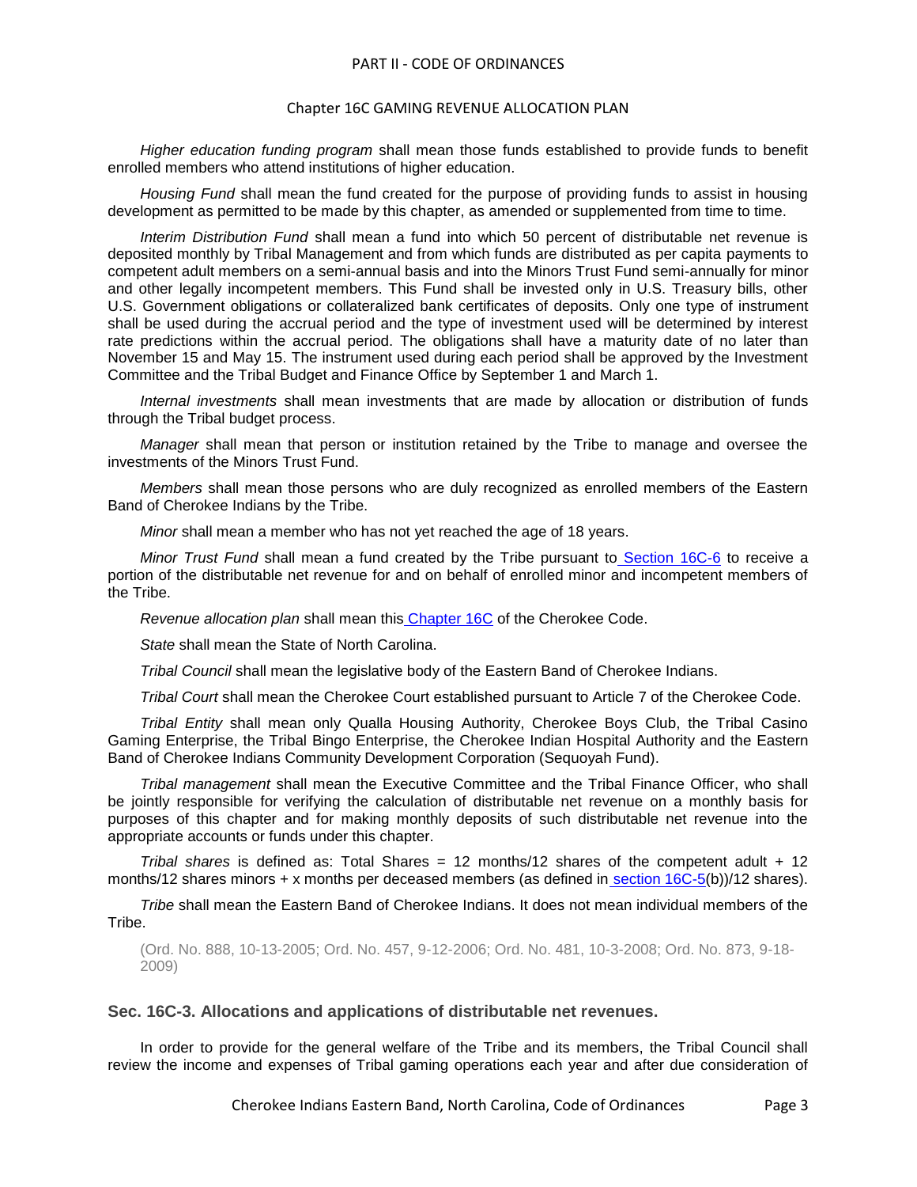*Higher education funding program* shall mean those funds established to provide funds to benefit enrolled members who attend institutions of higher education.

*Housing Fund* shall mean the fund created for the purpose of providing funds to assist in housing development as permitted to be made by this chapter, as amended or supplemented from time to time.

*Interim Distribution Fund* shall mean a fund into which 50 percent of distributable net revenue is deposited monthly by Tribal Management and from which funds are distributed as per capita payments to competent adult members on a semi-annual basis and into the Minors Trust Fund semi-annually for minor and other legally incompetent members. This Fund shall be invested only in U.S. Treasury bills, other U.S. Government obligations or collateralized bank certificates of deposits. Only one type of instrument shall be used during the accrual period and the type of investment used will be determined by interest rate predictions within the accrual period. The obligations shall have a maturity date of no later than November 15 and May 15. The instrument used during each period shall be approved by the Investment Committee and the Tribal Budget and Finance Office by September 1 and March 1.

*Internal investments* shall mean investments that are made by allocation or distribution of funds through the Tribal budget process.

*Manager* shall mean that person or institution retained by the Tribe to manage and oversee the investments of the Minors Trust Fund.

*Members* shall mean those persons who are duly recognized as enrolled members of the Eastern Band of Cherokee Indians by the Tribe.

*Minor* shall mean a member who has not yet reached the age of 18 years.

*Minor Trust Fund* shall mean a fund created by the Tribe pursuant to Section 16C-6 to receive a portion of the distributable net revenue for and on behalf of enrolled minor and incompetent members of the Tribe.

*Revenue allocation plan* shall mean this Chapter 16C of the Cherokee Code.

*State* shall mean the State of North Carolina.

*Tribal Council* shall mean the legislative body of the Eastern Band of Cherokee Indians.

*Tribal Court* shall mean the Cherokee Court established pursuant to Article 7 of the Cherokee Code.

*Tribal Entity* shall mean only Qualla Housing Authority, Cherokee Boys Club, the Tribal Casino Gaming Enterprise, the Tribal Bingo Enterprise, the Cherokee Indian Hospital Authority and the Eastern Band of Cherokee Indians Community Development Corporation (Sequoyah Fund).

*Tribal management* shall mean the Executive Committee and the Tribal Finance Officer, who shall be jointly responsible for verifying the calculation of distributable net revenue on a monthly basis for purposes of this chapter and for making monthly deposits of such distributable net revenue into the appropriate accounts or funds under this chapter.

*Tribal shares* is defined as: Total Shares = 12 months/12 shares of the competent adult + 12 months/12 shares minors + x months per deceased members (as defined in section 16C-5(b))/12 shares).

*Tribe* shall mean the Eastern Band of Cherokee Indians. It does not mean individual members of the Tribe.

(Ord. No. 888, 10-13-2005; Ord. No. 457, 9-12-2006; Ord. No. 481, 10-3-2008; Ord. No. 873, 9-18-2009)

### Sec. 16C-3. Allocations and applications of distributable net revenues.

In order to provide for the general welfare of the Tribe and its members, the Tribal Council shall review the income and expenses of Tribal gaming operations each year and after due consideration of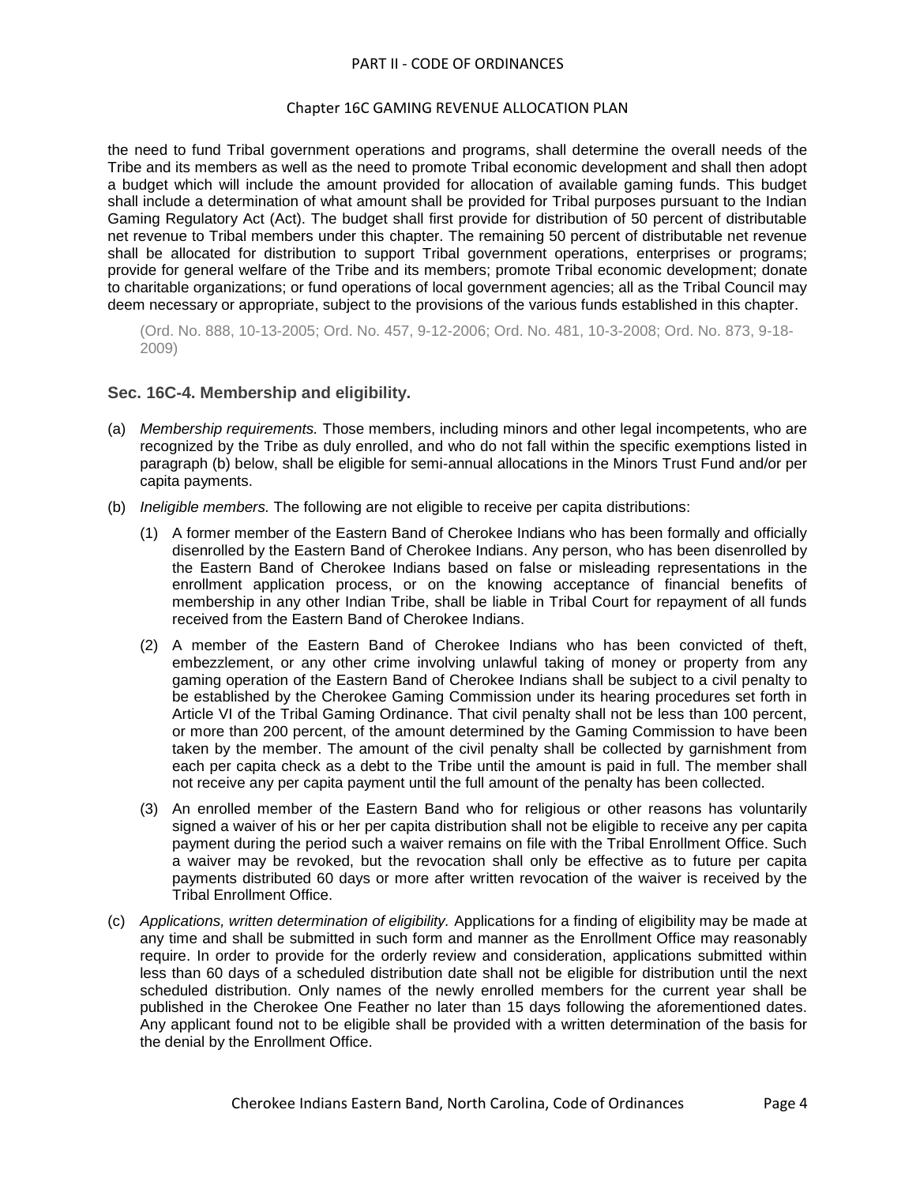the need to fund Tribal government operations and programs, shall determine the overall needs of the Tribe and its members as well as the need to promote Tribal economic development and shall then adopt a budget which will include the amount provided for allocation of available gaming funds. This budget shall include a determination of what amount shall be provided for Tribal purposes pursuant to the Indian Gaming Regulatory Act (Act). The budget shall first provide for distribution of 50 percent of distributable net revenue to Tribal members under this chapter. The remaining 50 percent of distributable net revenue shall be allocated for distribution to support Tribal government operations, enterprises or programs; provide for general welfare of the Tribe and its members; promote Tribal economic development; donate to charitable organizations; or fund operations of local government agencies; all as the Tribal Council may deem necessary or appropriate, subject to the provisions of the various funds established in this chapter.

(Ord. No. 888, 10-13-2005; Ord. No. 457, 9-12-2006; Ord. No. 481, 10-3-2008; Ord. No. 873, 9-18-2009)

### Sec. 16C-4. Membership and eligibility.

(a) *Membership requirements.* Those members, including minors and other legal incompetents, who are recognized by the Tribe as duly enrolled, and who do not fall within the specific exemptions listed in paragraph (b) below, shall be eligible for semi-annual allocations in the Minors Trust Fund and/or per capita payments.

(b) *Ineligible members.* The following are not eligible to receive per capita distributions:

   (1) A former member of the Eastern Band of Cherokee Indians who has been formally and officially disenrolled by the Eastern Band of Cherokee Indians. Any person, who has been disenrolled by the Eastern Band of Cherokee Indians based on false or misleading representations in the enrollment application process, or on the knowing acceptance of financial benefits of membership in any other Indian Tribe, shall be liable in Tribal Court for repayment of all funds received from the Eastern Band of Cherokee Indians.

   (2) A member of the Eastern Band of Cherokee Indians who has been convicted of theft, embezzlement, or any other crime involving unlawful taking of money or property from any gaming operation of the Eastern Band of Cherokee Indians shall be subject to a civil penalty to be established by the Cherokee Gaming Commission under its hearing procedures set forth in Article VI of the Tribal Gaming Ordinance. That civil penalty shall not be less than 100 percent, or more than 200 percent, of the amount determined by the Gaming Commission to have been taken by the member. The amount of the civil penalty shall be collected by garnishment from each per capita check as a debt to the Tribe until the amount is paid in full. The member shall not receive any per capita payment until the full amount of the penalty has been collected.

   (3) An enrolled member of the Eastern Band who for religious or other reasons has voluntarily signed a waiver of his or her per capita distribution shall not be eligible to receive any per capita payment during the period such a waiver remains on file with the Tribal Enrollment Office. Such a waiver may be revoked, but the revocation shall only be effective as to future per capita payments distributed 60 days or more after written revocation of the waiver is received by the Tribal Enrollment Office.

(c) *Applications, written determination of eligibility.* Applications for a finding of eligibility may be made at any time and shall be submitted in such form and manner as the Enrollment Office may reasonably require. In order to provide for the orderly review and consideration, applications submitted within less than 60 days of a scheduled distribution date shall not be eligible for distribution until the next scheduled distribution. Only names of the newly enrolled members for the current year shall be published in the Cherokee One Feather no later than 15 days following the aforementioned dates. Any applicant found not to be eligible shall be provided with a written determination of the basis for the denial by the Enrollment Office.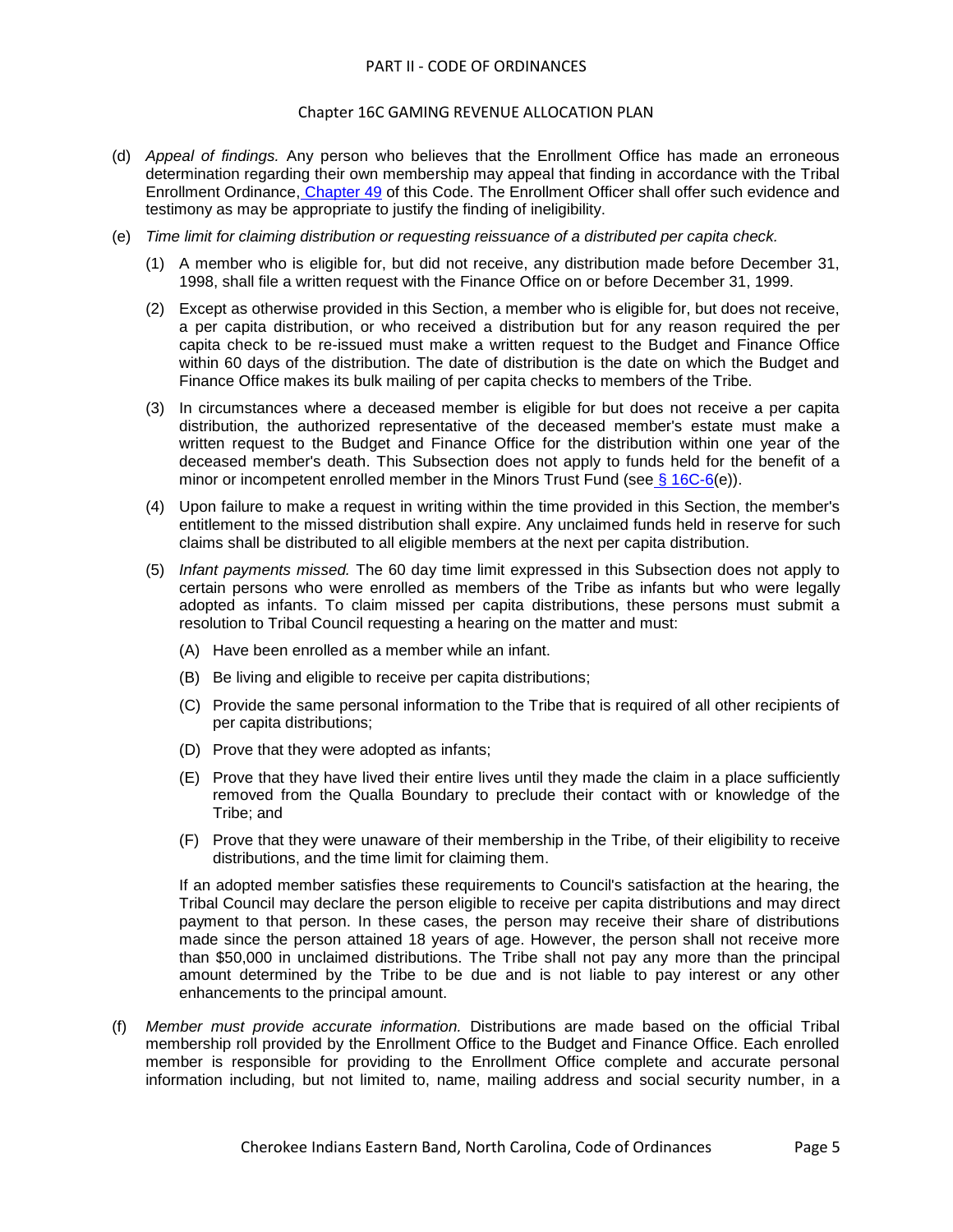(d) *Appeal of findings.* Any person who believes that the Enrollment Office has made an erroneous determination regarding their own membership may appeal that finding in accordance with the Tribal Enrollment Ordinance, Chapter 49 of this Code. The Enrollment Officer shall offer such evidence and testimony as may be appropriate to justify the finding of ineligibility.

(e) *Time limit for claiming distribution or requesting reissuance of a distributed per capita check.*

(1) A member who is eligible for, but did not receive, any distribution made before December 31, 1998, shall file a written request with the Finance Office on or before December 31, 1999.

(2) Except as otherwise provided in this Section, a member who is eligible for, but does not receive, a per capita distribution, or who received a distribution but for any reason required the per capita check to be re-issued must make a written request to the Budget and Finance Office within 60 days of the distribution. The date of distribution is the date on which the Budget and Finance Office makes its bulk mailing of per capita checks to members of the Tribe.

(3) In circumstances where a deceased member is eligible for but does not receive a per capita distribution, the authorized representative of the deceased member's estate must make a written request to the Budget and Finance Office for the distribution within one year of the deceased member's death. This Subsection does not apply to funds held for the benefit of a minor or incompetent enrolled member in the Minors Trust Fund (see § 16C-6(e)).

(4) Upon failure to make a request in writing within the time provided in this Section, the member's entitlement to the missed distribution shall expire. Any unclaimed funds held in reserve for such claims shall be distributed to all eligible members at the next per capita distribution.

(5) *Infant payments missed.* The 60 day time limit expressed in this Subsection does not apply to certain persons who were enrolled as members of the Tribe as infants but who were legally adopted as infants. To claim missed per capita distributions, these persons must submit a resolution to Tribal Council requesting a hearing on the matter and must:

(A) Have been enrolled as a member while an infant.

(B) Be living and eligible to receive per capita distributions;

(C) Provide the same personal information to the Tribe that is required of all other recipients of per capita distributions;

(D) Prove that they were adopted as infants;

(E) Prove that they have lived their entire lives until they made the claim in a place sufficiently removed from the Qualla Boundary to preclude their contact with or knowledge of the Tribe; and

(F) Prove that they were unaware of their membership in the Tribe, of their eligibility to receive distributions, and the time limit for claiming them.

If an adopted member satisfies these requirements to Council's satisfaction at the hearing, the Tribal Council may declare the person eligible to receive per capita distributions and may direct payment to that person. In these cases, the person may receive their share of distributions made since the person attained 18 years of age. However, the person shall not receive more than $50,000 in unclaimed distributions. The Tribe shall not pay any more than the principal amount determined by the Tribe to be due and is not liable to pay interest or any other enhancements to the principal amount.

(f) *Member must provide accurate information.* Distributions are made based on the official Tribal membership roll provided by the Enrollment Office to the Budget and Finance Office. Each enrolled member is responsible for providing to the Enrollment Office complete and accurate personal information including, but not limited to, name, mailing address and social security number, in a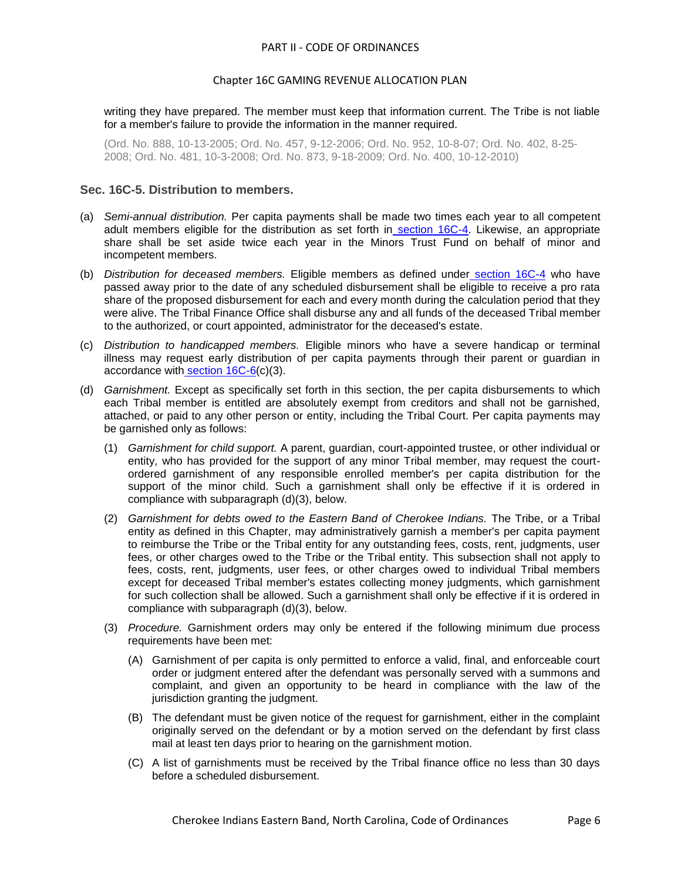writing they have prepared. The member must keep that information current. The Tribe is not liable for a member's failure to provide the information in the manner required.

(Ord. No. 888, 10-13-2005; Ord. No. 457, 9-12-2006; Ord. No. 952, 10-8-07; Ord. No. 402, 8-25-2008; Ord. No. 481, 10-3-2008; Ord. No. 873, 9-18-2009; Ord. No. 400, 10-12-2010)

### Sec. 16C-5. Distribution to members.

(a) *Semi-annual distribution.* Per capita payments shall be made two times each year to all competent adult members eligible for the distribution as set forth in section 16C-4. Likewise, an appropriate share shall be set aside twice each year in the Minors Trust Fund on behalf of minor and incompetent members.

(b) *Distribution for deceased members.* Eligible members as defined under section 16C-4 who have passed away prior to the date of any scheduled disbursement shall be eligible to receive a pro rata share of the proposed disbursement for each and every month during the calculation period that they were alive. The Tribal Finance Office shall disburse any and all funds of the deceased Tribal member to the authorized, or court appointed, administrator for the deceased's estate.

(c) *Distribution to handicapped members.* Eligible minors who have a severe handicap or terminal illness may request early distribution of per capita payments through their parent or guardian in accordance with section 16C-6(c)(3).

(d) *Garnishment.* Except as specifically set forth in this section, the per capita disbursements to which each Tribal member is entitled are absolutely exempt from creditors and shall not be garnished, attached, or paid to any other person or entity, including the Tribal Court. Per capita payments may be garnished only as follows:

   (1) *Garnishment for child support.* A parent, guardian, court-appointed trustee, or other individual or entity, who has provided for the support of any minor Tribal member, may request the court-ordered garnishment of any responsible enrolled member's per capita distribution for the support of the minor child. Such a garnishment shall only be effective if it is ordered in compliance with subparagraph (d)(3), below.

   (2) *Garnishment for debts owed to the Eastern Band of Cherokee Indians.* The Tribe, or a Tribal entity as defined in this Chapter, may administratively garnish a member's per capita payment to reimburse the Tribe or the Tribal entity for any outstanding fees, costs, rent, judgments, user fees, or other charges owed to the Tribe or the Tribal entity. This subsection shall not apply to fees, costs, rent, judgments, user fees, or other charges owed to individual Tribal members except for deceased Tribal member's estates collecting money judgments, which garnishment for such collection shall be allowed. Such a garnishment shall only be effective if it is ordered in compliance with subparagraph (d)(3), below.

   (3) *Procedure.* Garnishment orders may only be entered if the following minimum due process requirements have been met:

      (A) Garnishment of per capita is only permitted to enforce a valid, final, and enforceable court order or judgment entered after the defendant was personally served with a summons and complaint, and given an opportunity to be heard in compliance with the law of the jurisdiction granting the judgment.

      (B) The defendant must be given notice of the request for garnishment, either in the complaint originally served on the defendant or by a motion served on the defendant by first class mail at least ten days prior to hearing on the garnishment motion.

      (C) A list of garnishments must be received by the Tribal finance office no less than 30 days before a scheduled disbursement.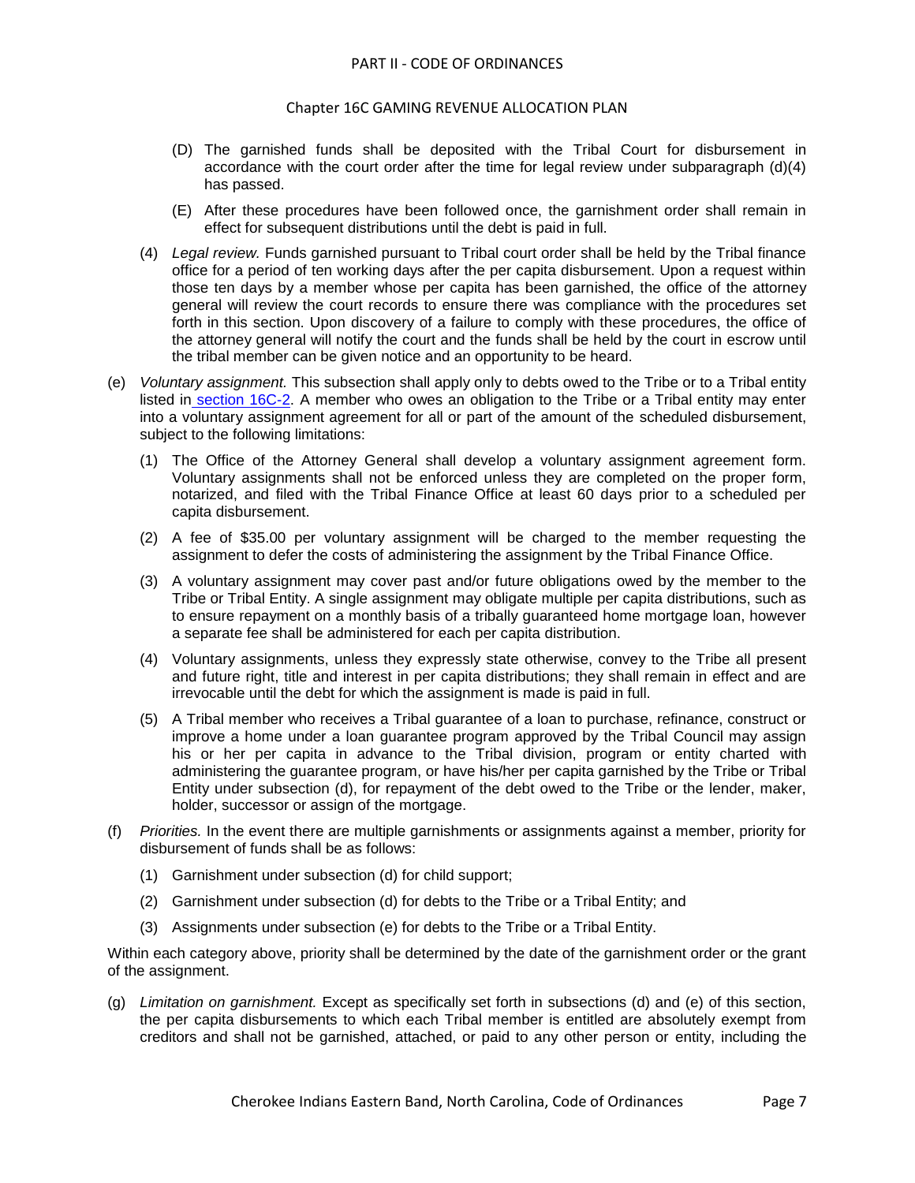(D) The garnished funds shall be deposited with the Tribal Court for disbursement in accordance with the court order after the time for legal review under subparagraph (d)(4) has passed.

(E) After these procedures have been followed once, the garnishment order shall remain in effect for subsequent distributions until the debt is paid in full.

(4) *Legal review.* Funds garnished pursuant to Tribal court order shall be held by the Tribal finance office for a period of ten working days after the per capita disbursement. Upon a request within those ten days by a member whose per capita has been garnished, the office of the attorney general will review the court records to ensure there was compliance with the procedures set forth in this section. Upon discovery of a failure to comply with these procedures, the office of the attorney general will notify the court and the funds shall be held by the court in escrow until the tribal member can be given notice and an opportunity to be heard.

(e) *Voluntary assignment.* This subsection shall apply only to debts owed to the Tribe or to a Tribal entity listed in section 16C-2. A member who owes an obligation to the Tribe or a Tribal entity may enter into a voluntary assignment agreement for all or part of the amount of the scheduled disbursement, subject to the following limitations:

(1) The Office of the Attorney General shall develop a voluntary assignment agreement form. Voluntary assignments shall not be enforced unless they are completed on the proper form, notarized, and filed with the Tribal Finance Office at least 60 days prior to a scheduled per capita disbursement.

(2) A fee of $35.00 per voluntary assignment will be charged to the member requesting the assignment to defer the costs of administering the assignment by the Tribal Finance Office.

(3) A voluntary assignment may cover past and/or future obligations owed by the member to the Tribe or Tribal Entity. A single assignment may obligate multiple per capita distributions, such as to ensure repayment on a monthly basis of a tribally guaranteed home mortgage loan, however a separate fee shall be administered for each per capita distribution.

(4) Voluntary assignments, unless they expressly state otherwise, convey to the Tribe all present and future right, title and interest in per capita distributions; they shall remain in effect and are irrevocable until the debt for which the assignment is made is paid in full.

(5) A Tribal member who receives a Tribal guarantee of a loan to purchase, refinance, construct or improve a home under a loan guarantee program approved by the Tribal Council may assign his or her per capita in advance to the Tribal division, program or entity charted with administering the guarantee program, or have his/her per capita garnished by the Tribe or Tribal Entity under subsection (d), for repayment of the debt owed to the Tribe or the lender, maker, holder, successor or assign of the mortgage.

(f) *Priorities.* In the event there are multiple garnishments or assignments against a member, priority for disbursement of funds shall be as follows:

(1) Garnishment under subsection (d) for child support;

(2) Garnishment under subsection (d) for debts to the Tribe or a Tribal Entity; and

(3) Assignments under subsection (e) for debts to the Tribe or a Tribal Entity.

Within each category above, priority shall be determined by the date of the garnishment order or the grant of the assignment.

(g) *Limitation on garnishment.* Except as specifically set forth in subsections (d) and (e) of this section, the per capita disbursements to which each Tribal member is entitled are absolutely exempt from creditors and shall not be garnished, attached, or paid to any other person or entity, including the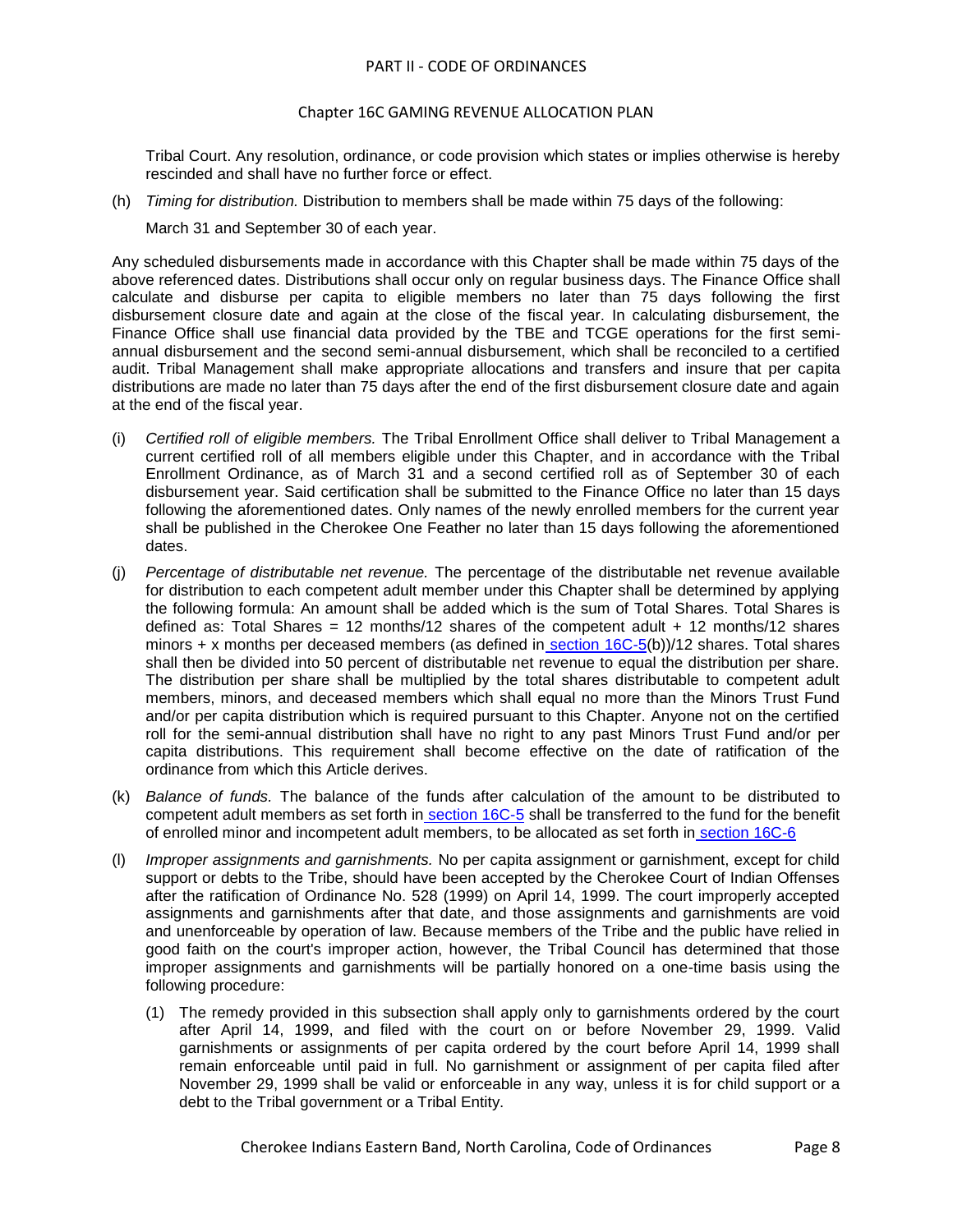Tribal Court. Any resolution, ordinance, or code provision which states or implies otherwise is hereby rescinded and shall have no further force or effect.

(h) *Timing for distribution.* Distribution to members shall be made within 75 days of the following:

March 31 and September 30 of each year.

Any scheduled disbursements made in accordance with this Chapter shall be made within 75 days of the above referenced dates. Distributions shall occur only on regular business days. The Finance Office shall calculate and disburse per capita to eligible members no later than 75 days following the first disbursement closure date and again at the close of the fiscal year. In calculating disbursement, the Finance Office shall use financial data provided by the TBE and TCGE operations for the first semi-annual disbursement and the second semi-annual disbursement, which shall be reconciled to a certified audit. Tribal Management shall make appropriate allocations and transfers and insure that per capita distributions are made no later than 75 days after the end of the first disbursement closure date and again at the end of the fiscal year.

(i) *Certified roll of eligible members.* The Tribal Enrollment Office shall deliver to Tribal Management a current certified roll of all members eligible under this Chapter, and in accordance with the Tribal Enrollment Ordinance, as of March 31 and a second certified roll as of September 30 of each disbursement year. Said certification shall be submitted to the Finance Office no later than 15 days following the aforementioned dates. Only names of the newly enrolled members for the current year shall be published in the Cherokee One Feather no later than 15 days following the aforementioned dates.

(j) *Percentage of distributable net revenue.* The percentage of the distributable net revenue available for distribution to each competent adult member under this Chapter shall be determined by applying the following formula: An amount shall be added which is the sum of Total Shares. Total Shares is defined as: Total Shares = 12 months/12 shares of the competent adult + 12 months/12 shares minors + x months per deceased members (as defined in section 16C-5(b))/12 shares. Total shares shall then be divided into 50 percent of distributable net revenue to equal the distribution per share. The distribution per share shall be multiplied by the total shares distributable to competent adult members, minors, and deceased members which shall equal no more than the Minors Trust Fund and/or per capita distribution which is required pursuant to this Chapter. Anyone not on the certified roll for the semi-annual distribution shall have no right to any past Minors Trust Fund and/or per capita distributions. This requirement shall become effective on the date of ratification of the ordinance from which this Article derives.

(k) *Balance of funds.* The balance of the funds after calculation of the amount to be distributed to competent adult members as set forth in section 16C-5 shall be transferred to the fund for the benefit of enrolled minor and incompetent adult members, to be allocated as set forth in section 16C-6

(l) *Improper assignments and garnishments.* No per capita assignment or garnishment, except for child support or debts to the Tribe, should have been accepted by the Cherokee Court of Indian Offenses after the ratification of Ordinance No. 528 (1999) on April 14, 1999. The court improperly accepted assignments and garnishments after that date, and those assignments and garnishments are void and unenforceable by operation of law. Because members of the Tribe and the public have relied in good faith on the court's improper action, however, the Tribal Council has determined that those improper assignments and garnishments will be partially honored on a one-time basis using the following procedure:

   (1) The remedy provided in this subsection shall apply only to garnishments ordered by the court after April 14, 1999, and filed with the court on or before November 29, 1999. Valid garnishments or assignments of per capita ordered by the court before April 14, 1999 shall remain enforceable until paid in full. No garnishment or assignment of per capita filed after November 29, 1999 shall be valid or enforceable in any way, unless it is for child support or a debt to the Tribal government or a Tribal Entity.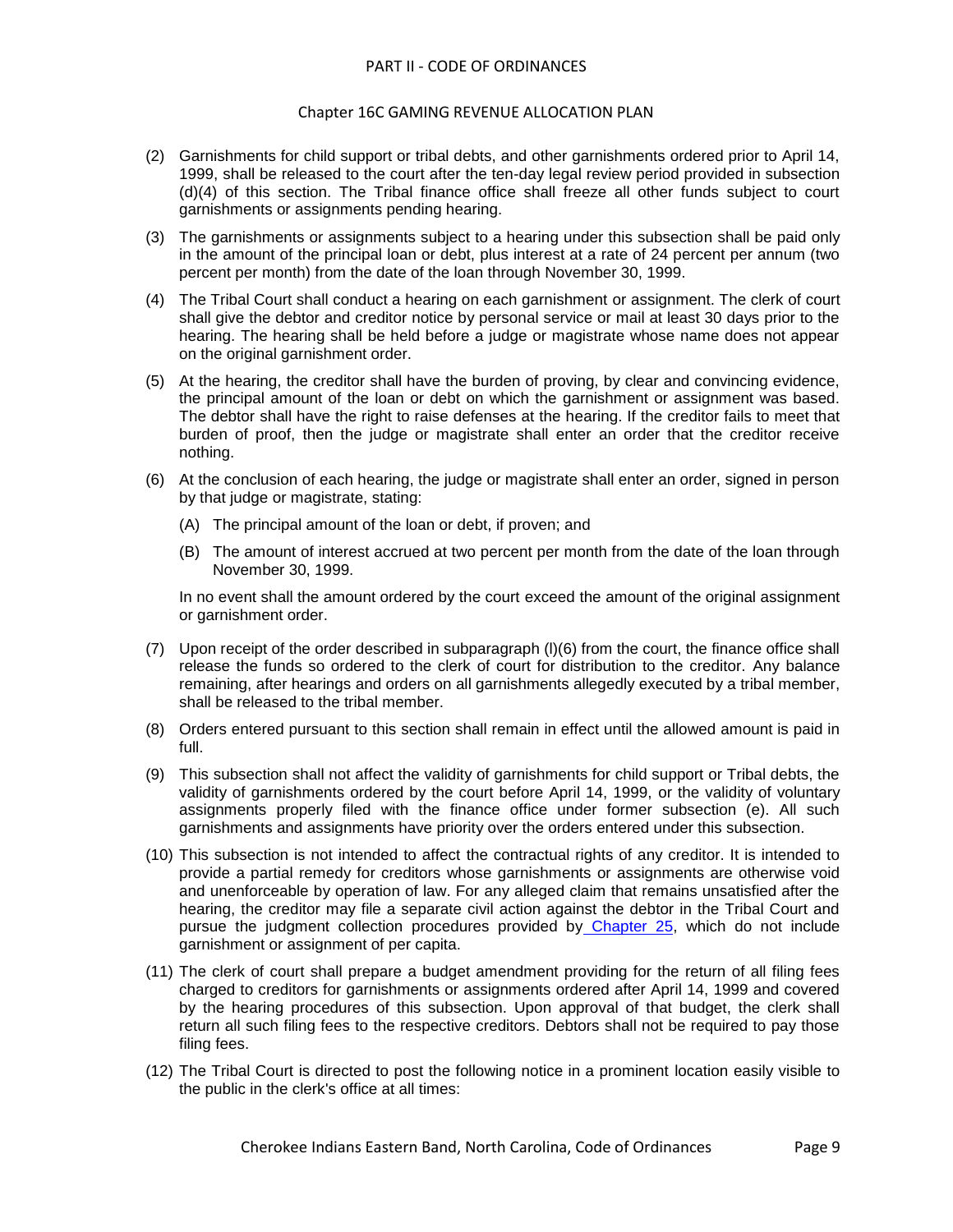(2) Garnishments for child support or tribal debts, and other garnishments ordered prior to April 14, 1999, shall be released to the court after the ten-day legal review period provided in subsection (d)(4) of this section. The Tribal finance office shall freeze all other funds subject to court garnishments or assignments pending hearing.

(3) The garnishments or assignments subject to a hearing under this subsection shall be paid only in the amount of the principal loan or debt, plus interest at a rate of 24 percent per annum (two percent per month) from the date of the loan through November 30, 1999.

(4) The Tribal Court shall conduct a hearing on each garnishment or assignment. The clerk of court shall give the debtor and creditor notice by personal service or mail at least 30 days prior to the hearing. The hearing shall be held before a judge or magistrate whose name does not appear on the original garnishment order.

(5) At the hearing, the creditor shall have the burden of proving, by clear and convincing evidence, the principal amount of the loan or debt on which the garnishment or assignment was based. The debtor shall have the right to raise defenses at the hearing. If the creditor fails to meet that burden of proof, then the judge or magistrate shall enter an order that the creditor receive nothing.

(6) At the conclusion of each hearing, the judge or magistrate shall enter an order, signed in person by that judge or magistrate, stating:

    (A) The principal amount of the loan or debt, if proven; and

    (B) The amount of interest accrued at two percent per month from the date of the loan through November 30, 1999.

    In no event shall the amount ordered by the court exceed the amount of the original assignment or garnishment order.

(7) Upon receipt of the order described in subparagraph (l)(6) from the court, the finance office shall release the funds so ordered to the clerk of court for distribution to the creditor. Any balance remaining, after hearings and orders on all garnishments allegedly executed by a tribal member, shall be released to the tribal member.

(8) Orders entered pursuant to this section shall remain in effect until the allowed amount is paid in full.

(9) This subsection shall not affect the validity of garnishments for child support or Tribal debts, the validity of garnishments ordered by the court before April 14, 1999, or the validity of voluntary assignments properly filed with the finance office under former subsection (e). All such garnishments and assignments have priority over the orders entered under this subsection.

(10) This subsection is not intended to affect the contractual rights of any creditor. It is intended to provide a partial remedy for creditors whose garnishments or assignments are otherwise void and unenforceable by operation of law. For any alleged claim that remains unsatisfied after the hearing, the creditor may file a separate civil action against the debtor in the Tribal Court and pursue the judgment collection procedures provided by Chapter 25, which do not include garnishment or assignment of per capita.

(11) The clerk of court shall prepare a budget amendment providing for the return of all filing fees charged to creditors for garnishments or assignments ordered after April 14, 1999 and covered by the hearing procedures of this subsection. Upon approval of that budget, the clerk shall return all such filing fees to the respective creditors. Debtors shall not be required to pay those filing fees.

(12) The Tribal Court is directed to post the following notice in a prominent location easily visible to the public in the clerk's office at all times: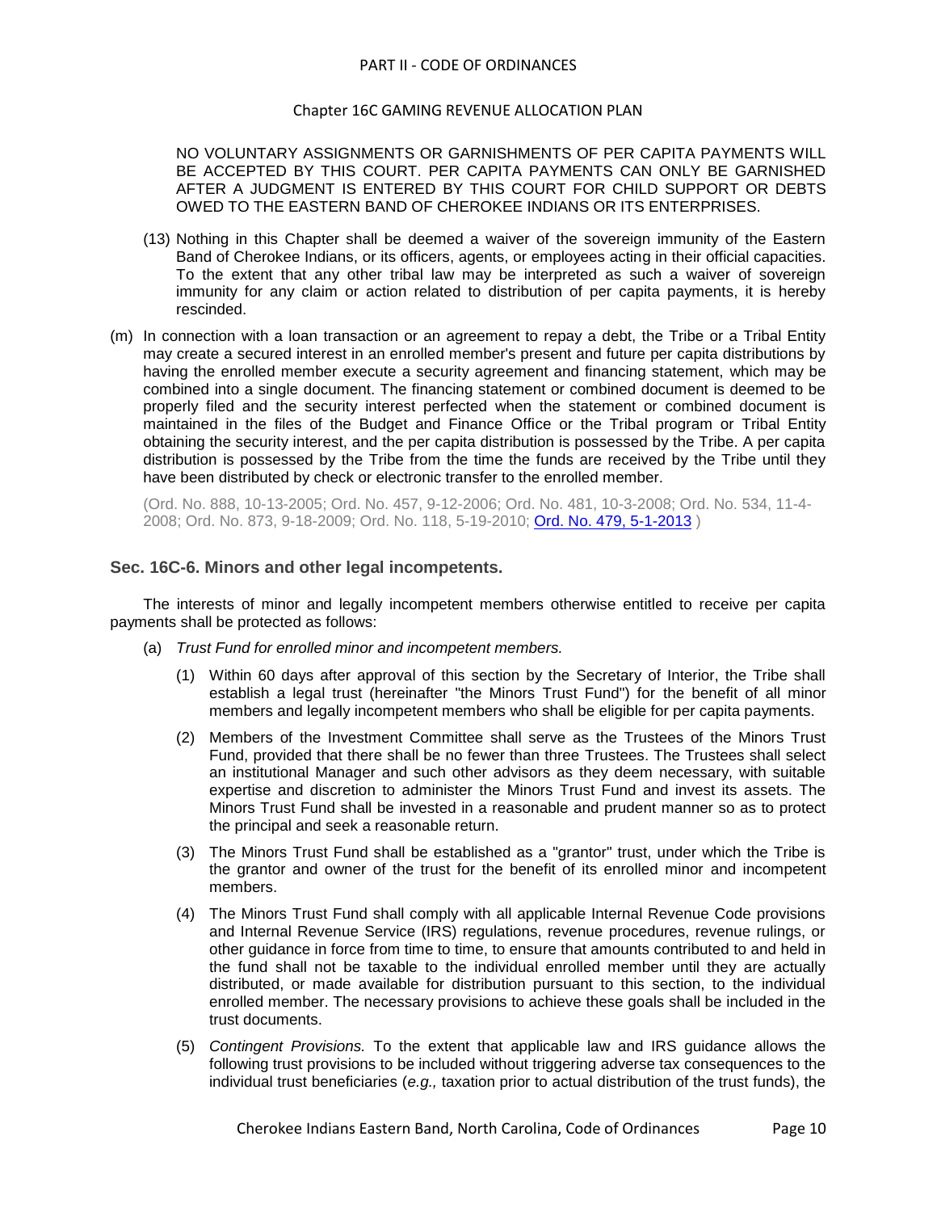NO VOLUNTARY ASSIGNMENTS OR GARNISHMENTS OF PER CAPITA PAYMENTS WILL BE ACCEPTED BY THIS COURT. PER CAPITA PAYMENTS CAN ONLY BE GARNISHED AFTER A JUDGMENT IS ENTERED BY THIS COURT FOR CHILD SUPPORT OR DEBTS OWED TO THE EASTERN BAND OF CHEROKEE INDIANS OR ITS ENTERPRISES.

(13) Nothing in this Chapter shall be deemed a waiver of the sovereign immunity of the Eastern Band of Cherokee Indians, or its officers, agents, or employees acting in their official capacities. To the extent that any other tribal law may be interpreted as such a waiver of sovereign immunity for any claim or action related to distribution of per capita payments, it is hereby rescinded.

(m) In connection with a loan transaction or an agreement to repay a debt, the Tribe or a Tribal Entity may create a secured interest in an enrolled member's present and future per capita distributions by having the enrolled member execute a security agreement and financing statement, which may be combined into a single document. The financing statement or combined document is deemed to be properly filed and the security interest perfected when the statement or combined document is maintained in the files of the Budget and Finance Office or the Tribal program or Tribal Entity obtaining the security interest, and the per capita distribution is possessed by the Tribe. A per capita distribution is possessed by the Tribe from the time the funds are received by the Tribe until they have been distributed by check or electronic transfer to the enrolled member.

(Ord. No. 888, 10-13-2005; Ord. No. 457, 9-12-2006; Ord. No. 481, 10-3-2008; Ord. No. 534, 11-4-2008; Ord. No. 873, 9-18-2009; Ord. No. 118, 5-19-2010; Ord. No. 479, 5-1-2013 )

### Sec. 16C-6. Minors and other legal incompetents.

The interests of minor and legally incompetent members otherwise entitled to receive per capita payments shall be protected as follows:

(a) *Trust Fund for enrolled minor and incompetent members.*

(1) Within 60 days after approval of this section by the Secretary of Interior, the Tribe shall establish a legal trust (hereinafter "the Minors Trust Fund") for the benefit of all minor members and legally incompetent members who shall be eligible for per capita payments.

(2) Members of the Investment Committee shall serve as the Trustees of the Minors Trust Fund, provided that there shall be no fewer than three Trustees. The Trustees shall select an institutional Manager and such other advisors as they deem necessary, with suitable expertise and discretion to administer the Minors Trust Fund and invest its assets. The Minors Trust Fund shall be invested in a reasonable and prudent manner so as to protect the principal and seek a reasonable return.

(3) The Minors Trust Fund shall be established as a "grantor" trust, under which the Tribe is the grantor and owner of the trust for the benefit of its enrolled minor and incompetent members.

(4) The Minors Trust Fund shall comply with all applicable Internal Revenue Code provisions and Internal Revenue Service (IRS) regulations, revenue procedures, revenue rulings, or other guidance in force from time to time, to ensure that amounts contributed to and held in the fund shall not be taxable to the individual enrolled member until they are actually distributed, or made available for distribution pursuant to this section, to the individual enrolled member. The necessary provisions to achieve these goals shall be included in the trust documents.

(5) *Contingent Provisions.* To the extent that applicable law and IRS guidance allows the following trust provisions to be included without triggering adverse tax consequences to the individual trust beneficiaries (*e.g.,* taxation prior to actual distribution of the trust funds), the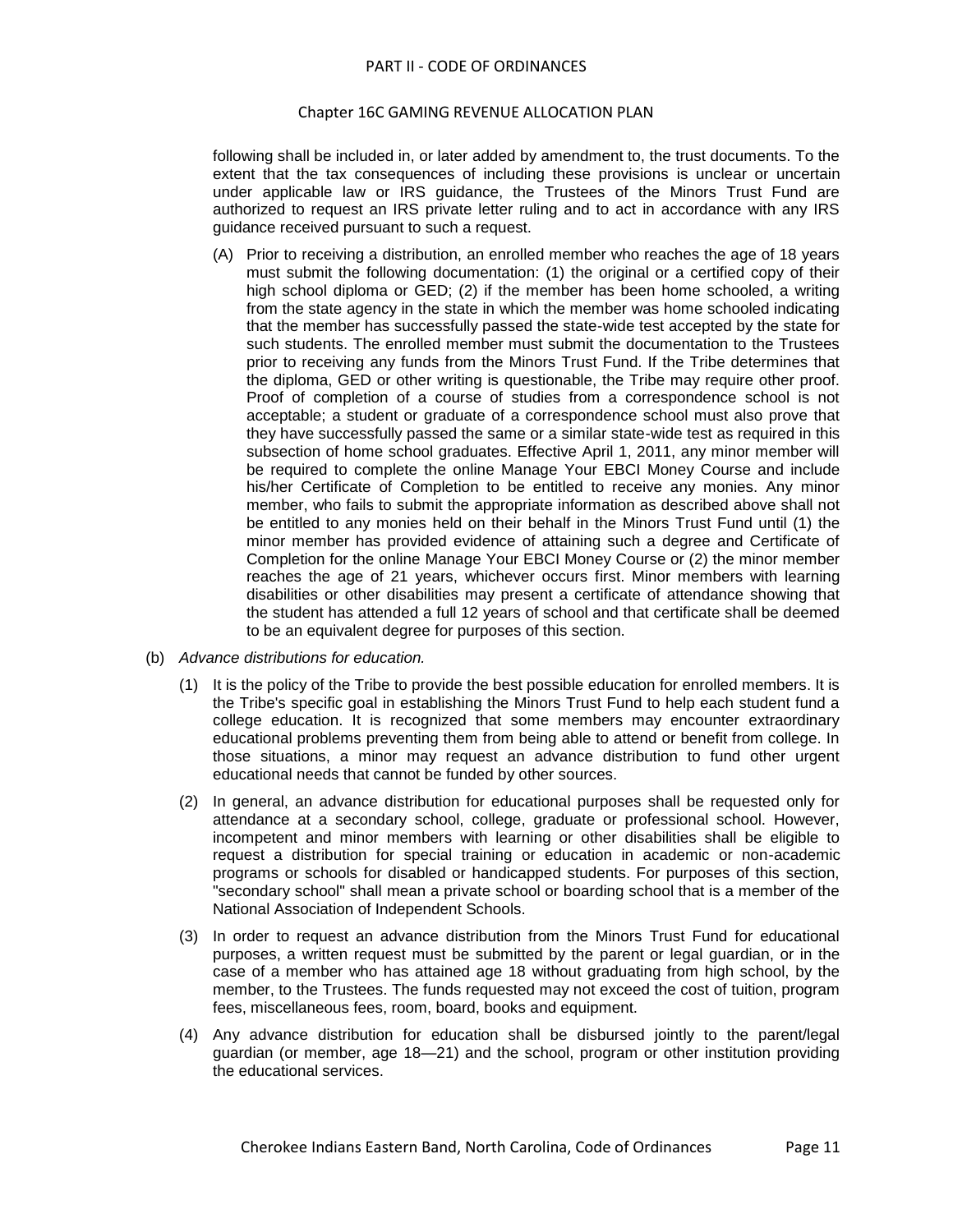following shall be included in, or later added by amendment to, the trust documents. To the extent that the tax consequences of including these provisions is unclear or uncertain under applicable law or IRS guidance, the Trustees of the Minors Trust Fund are authorized to request an IRS private letter ruling and to act in accordance with any IRS guidance received pursuant to such a request.

(A) Prior to receiving a distribution, an enrolled member who reaches the age of 18 years must submit the following documentation: (1) the original or a certified copy of their high school diploma or GED; (2) if the member has been home schooled, a writing from the state agency in the state in which the member was home schooled indicating that the member has successfully passed the state-wide test accepted by the state for such students. The enrolled member must submit the documentation to the Trustees prior to receiving any funds from the Minors Trust Fund. If the Tribe determines that the diploma, GED or other writing is questionable, the Tribe may require other proof. Proof of completion of a course of studies from a correspondence school is not acceptable; a student or graduate of a correspondence school must also prove that they have successfully passed the same or a similar state-wide test as required in this subsection of home school graduates. Effective April 1, 2011, any minor member will be required to complete the online Manage Your EBCI Money Course and include his/her Certificate of Completion to be entitled to receive any monies. Any minor member, who fails to submit the appropriate information as described above shall not be entitled to any monies held on their behalf in the Minors Trust Fund until (1) the minor member has provided evidence of attaining such a degree and Certificate of Completion for the online Manage Your EBCI Money Course or (2) the minor member reaches the age of 21 years, whichever occurs first. Minor members with learning disabilities or other disabilities may present a certificate of attendance showing that the student has attended a full 12 years of school and that certificate shall be deemed to be an equivalent degree for purposes of this section.

(b) *Advance distributions for education.*

(1) It is the policy of the Tribe to provide the best possible education for enrolled members. It is the Tribe's specific goal in establishing the Minors Trust Fund to help each student fund a college education. It is recognized that some members may encounter extraordinary educational problems preventing them from being able to attend or benefit from college. In those situations, a minor may request an advance distribution to fund other urgent educational needs that cannot be funded by other sources.

(2) In general, an advance distribution for educational purposes shall be requested only for attendance at a secondary school, college, graduate or professional school. However, incompetent and minor members with learning or other disabilities shall be eligible to request a distribution for special training or education in academic or non-academic programs or schools for disabled or handicapped students. For purposes of this section, "secondary school" shall mean a private school or boarding school that is a member of the National Association of Independent Schools.

(3) In order to request an advance distribution from the Minors Trust Fund for educational purposes, a written request must be submitted by the parent or legal guardian, or in the case of a member who has attained age 18 without graduating from high school, by the member, to the Trustees. The funds requested may not exceed the cost of tuition, program fees, miscellaneous fees, room, board, books and equipment.

(4) Any advance distribution for education shall be disbursed jointly to the parent/legal guardian (or member, age 18—21) and the school, program or other institution providing the educational services.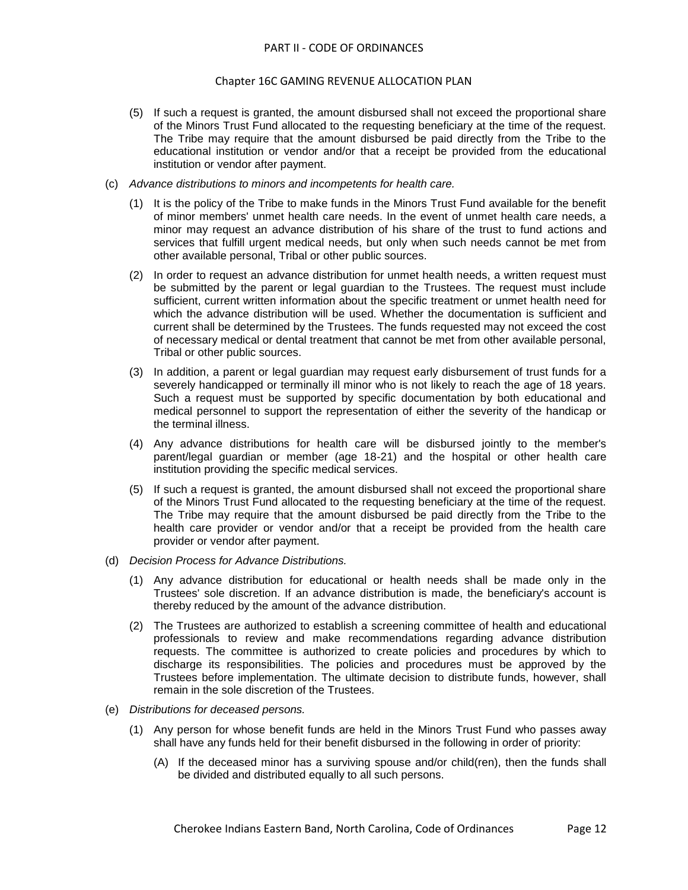(5) If such a request is granted, the amount disbursed shall not exceed the proportional share of the Minors Trust Fund allocated to the requesting beneficiary at the time of the request. The Tribe may require that the amount disbursed be paid directly from the Tribe to the educational institution or vendor and/or that a receipt be provided from the educational institution or vendor after payment.

(c) *Advance distributions to minors and incompetents for health care.*

(1) It is the policy of the Tribe to make funds in the Minors Trust Fund available for the benefit of minor members' unmet health care needs. In the event of unmet health care needs, a minor may request an advance distribution of his share of the trust to fund actions and services that fulfill urgent medical needs, but only when such needs cannot be met from other available personal, Tribal or other public sources.

(2) In order to request an advance distribution for unmet health needs, a written request must be submitted by the parent or legal guardian to the Trustees. The request must include sufficient, current written information about the specific treatment or unmet health need for which the advance distribution will be used. Whether the documentation is sufficient and current shall be determined by the Trustees. The funds requested may not exceed the cost of necessary medical or dental treatment that cannot be met from other available personal, Tribal or other public sources.

(3) In addition, a parent or legal guardian may request early disbursement of trust funds for a severely handicapped or terminally ill minor who is not likely to reach the age of 18 years. Such a request must be supported by specific documentation by both educational and medical personnel to support the representation of either the severity of the handicap or the terminal illness.

(4) Any advance distributions for health care will be disbursed jointly to the member's parent/legal guardian or member (age 18-21) and the hospital or other health care institution providing the specific medical services.

(5) If such a request is granted, the amount disbursed shall not exceed the proportional share of the Minors Trust Fund allocated to the requesting beneficiary at the time of the request. The Tribe may require that the amount disbursed be paid directly from the Tribe to the health care provider or vendor and/or that a receipt be provided from the health care provider or vendor after payment.

(d) *Decision Process for Advance Distributions.*

(1) Any advance distribution for educational or health needs shall be made only in the Trustees' sole discretion. If an advance distribution is made, the beneficiary's account is thereby reduced by the amount of the advance distribution.

(2) The Trustees are authorized to establish a screening committee of health and educational professionals to review and make recommendations regarding advance distribution requests. The committee is authorized to create policies and procedures by which to discharge its responsibilities. The policies and procedures must be approved by the Trustees before implementation. The ultimate decision to distribute funds, however, shall remain in the sole discretion of the Trustees.

(e) *Distributions for deceased persons.*

(1) Any person for whose benefit funds are held in the Minors Trust Fund who passes away shall have any funds held for their benefit disbursed in the following in order of priority:

(A) If the deceased minor has a surviving spouse and/or child(ren), then the funds shall be divided and distributed equally to all such persons.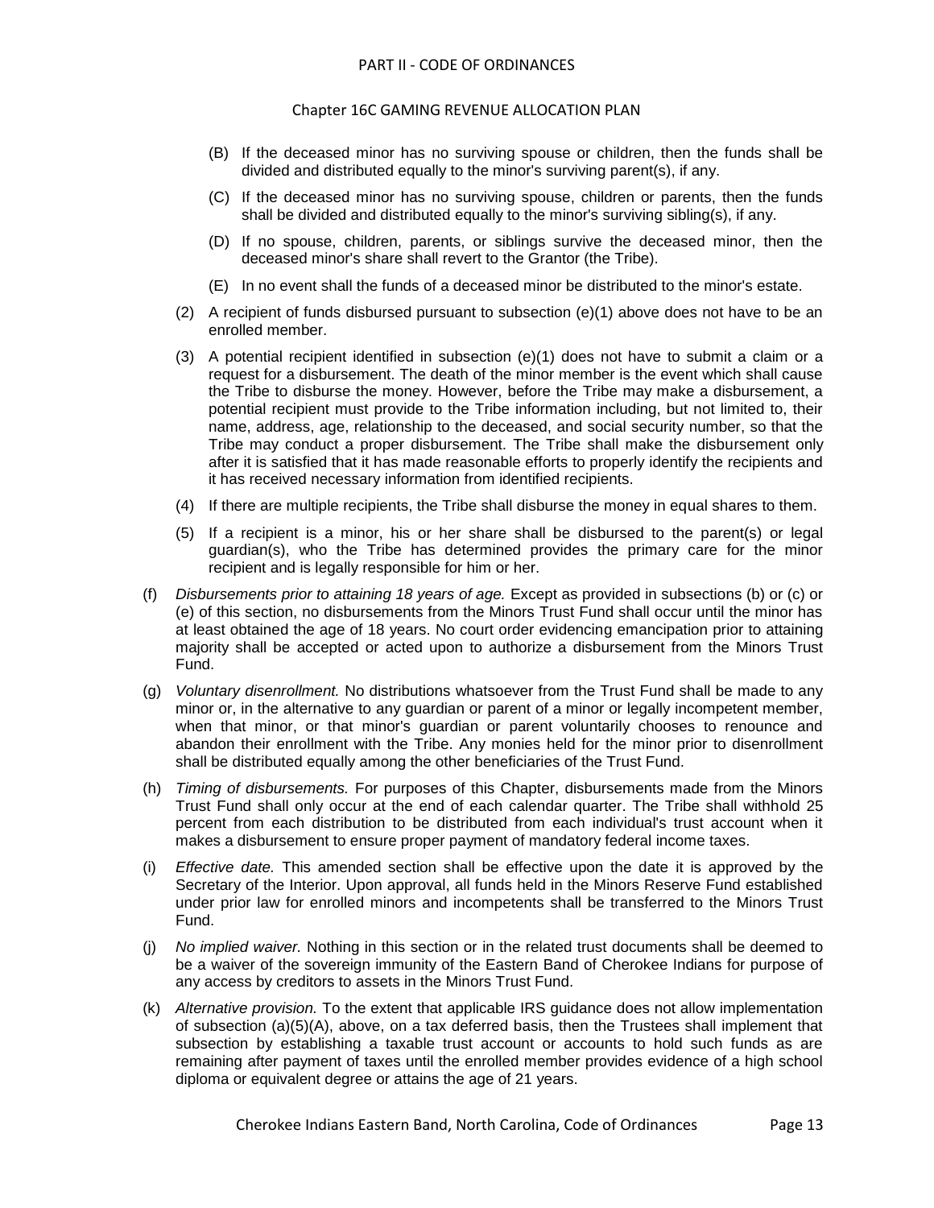(B) If the deceased minor has no surviving spouse or children, then the funds shall be divided and distributed equally to the minor's surviving parent(s), if any.

(C) If the deceased minor has no surviving spouse, children or parents, then the funds shall be divided and distributed equally to the minor's surviving sibling(s), if any.

(D) If no spouse, children, parents, or siblings survive the deceased minor, then the deceased minor's share shall revert to the Grantor (the Tribe).

(E) In no event shall the funds of a deceased minor be distributed to the minor's estate.

(2) A recipient of funds disbursed pursuant to subsection (e)(1) above does not have to be an enrolled member.

(3) A potential recipient identified in subsection (e)(1) does not have to submit a claim or a request for a disbursement. The death of the minor member is the event which shall cause the Tribe to disburse the money. However, before the Tribe may make a disbursement, a potential recipient must provide to the Tribe information including, but not limited to, their name, address, age, relationship to the deceased, and social security number, so that the Tribe may conduct a proper disbursement. The Tribe shall make the disbursement only after it is satisfied that it has made reasonable efforts to properly identify the recipients and it has received necessary information from identified recipients.

(4) If there are multiple recipients, the Tribe shall disburse the money in equal shares to them.

(5) If a recipient is a minor, his or her share shall be disbursed to the parent(s) or legal guardian(s), who the Tribe has determined provides the primary care for the minor recipient and is legally responsible for him or her.

(f) *Disbursements prior to attaining 18 years of age.* Except as provided in subsections (b) or (c) or (e) of this section, no disbursements from the Minors Trust Fund shall occur until the minor has at least obtained the age of 18 years. No court order evidencing emancipation prior to attaining majority shall be accepted or acted upon to authorize a disbursement from the Minors Trust Fund.

(g) *Voluntary disenrollment.* No distributions whatsoever from the Trust Fund shall be made to any minor or, in the alternative to any guardian or parent of a minor or legally incompetent member, when that minor, or that minor's guardian or parent voluntarily chooses to renounce and abandon their enrollment with the Tribe. Any monies held for the minor prior to disenrollment shall be distributed equally among the other beneficiaries of the Trust Fund.

(h) *Timing of disbursements.* For purposes of this Chapter, disbursements made from the Minors Trust Fund shall only occur at the end of each calendar quarter. The Tribe shall withhold 25 percent from each distribution to be distributed from each individual's trust account when it makes a disbursement to ensure proper payment of mandatory federal income taxes.

(i) *Effective date.* This amended section shall be effective upon the date it is approved by the Secretary of the Interior. Upon approval, all funds held in the Minors Reserve Fund established under prior law for enrolled minors and incompetents shall be transferred to the Minors Trust Fund.

(j) *No implied waiver.* Nothing in this section or in the related trust documents shall be deemed to be a waiver of the sovereign immunity of the Eastern Band of Cherokee Indians for purpose of any access by creditors to assets in the Minors Trust Fund.

(k) *Alternative provision.* To the extent that applicable IRS guidance does not allow implementation of subsection (a)(5)(A), above, on a tax deferred basis, then the Trustees shall implement that subsection by establishing a taxable trust account or accounts to hold such funds as are remaining after payment of taxes until the enrolled member provides evidence of a high school diploma or equivalent degree or attains the age of 21 years.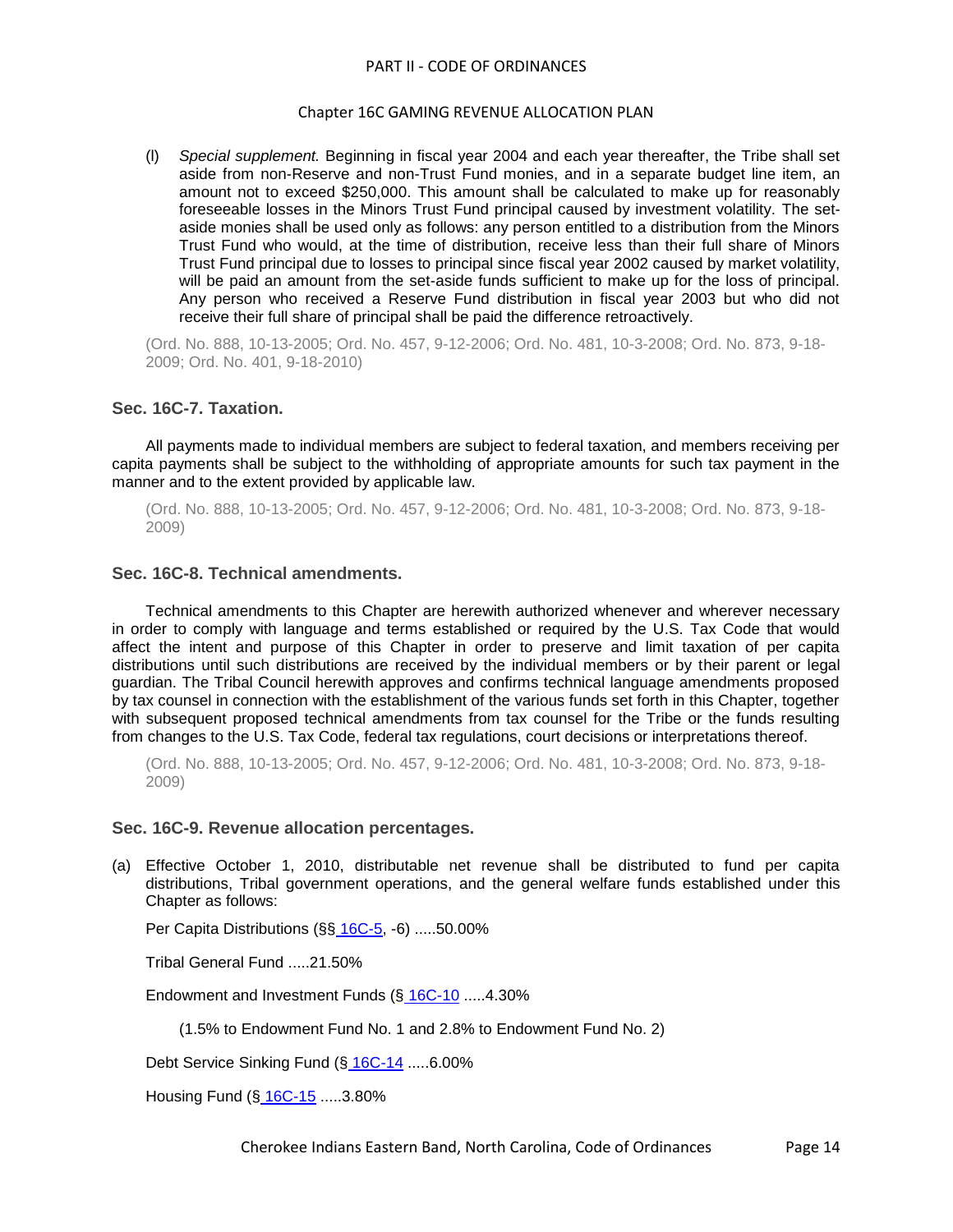(l) *Special supplement.* Beginning in fiscal year 2004 and each year thereafter, the Tribe shall set aside from non-Reserve and non-Trust Fund monies, and in a separate budget line item, an amount not to exceed $250,000. This amount shall be calculated to make up for reasonably foreseeable losses in the Minors Trust Fund principal caused by investment volatility. The set-aside monies shall be used only as follows: any person entitled to a distribution from the Minors Trust Fund who would, at the time of distribution, receive less than their full share of Minors Trust Fund principal due to losses to principal since fiscal year 2002 caused by market volatility, will be paid an amount from the set-aside funds sufficient to make up for the loss of principal. Any person who received a Reserve Fund distribution in fiscal year 2003 but who did not receive their full share of principal shall be paid the difference retroactively.

(Ord. No. 888, 10-13-2005; Ord. No. 457, 9-12-2006; Ord. No. 481, 10-3-2008; Ord. No. 873, 9-18-2009; Ord. No. 401, 9-18-2010)

### Sec. 16C-7. Taxation.

All payments made to individual members are subject to federal taxation, and members receiving per capita payments shall be subject to the withholding of appropriate amounts for such tax payment in the manner and to the extent provided by applicable law.

(Ord. No. 888, 10-13-2005; Ord. No. 457, 9-12-2006; Ord. No. 481, 10-3-2008; Ord. No. 873, 9-18-2009)

### Sec. 16C-8. Technical amendments.

Technical amendments to this Chapter are herewith authorized whenever and wherever necessary in order to comply with language and terms established or required by the U.S. Tax Code that would affect the intent and purpose of this Chapter in order to preserve and limit taxation of per capita distributions until such distributions are received by the individual members or by their parent or legal guardian. The Tribal Council herewith approves and confirms technical language amendments proposed by tax counsel in connection with the establishment of the various funds set forth in this Chapter, together with subsequent proposed technical amendments from tax counsel for the Tribe or the funds resulting from changes to the U.S. Tax Code, federal tax regulations, court decisions or interpretations thereof.

(Ord. No. 888, 10-13-2005; Ord. No. 457, 9-12-2006; Ord. No. 481, 10-3-2008; Ord. No. 873, 9-18-2009)

### Sec. 16C-9. Revenue allocation percentages.

(a) Effective October 1, 2010, distributable net revenue shall be distributed to fund per capita distributions, Tribal government operations, and the general welfare funds established under this Chapter as follows:

Per Capita Distributions (§§ 16C-5, -6) .....50.00%

Tribal General Fund .....21.50%

Endowment and Investment Funds (§ 16C-10 .....4.30%

(1.5% to Endowment Fund No. 1 and 2.8% to Endowment Fund No. 2)

Debt Service Sinking Fund (§ 16C-14 .....6.00%

Housing Fund (§ 16C-15 .....3.80%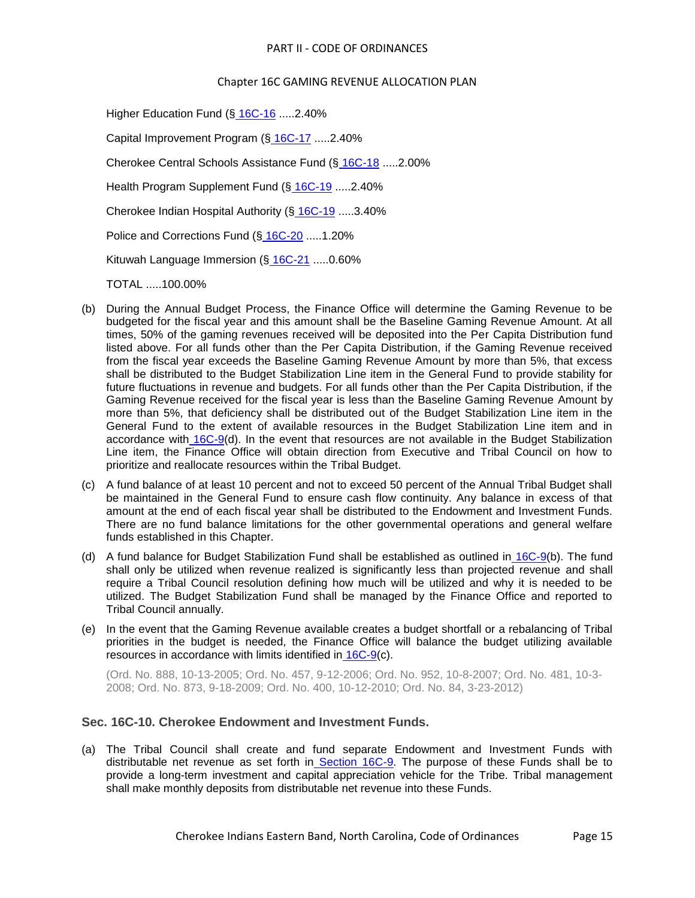Higher Education Fund (§ 16C-16 .....2.40%

Capital Improvement Program (§ 16C-17 .....2.40%

Cherokee Central Schools Assistance Fund (§ 16C-18 .....2.00%

Health Program Supplement Fund (§ 16C-19 .....2.40%

Cherokee Indian Hospital Authority (§ 16C-19 .....3.40%

Police and Corrections Fund (§ 16C-20 .....1.20%

Kituwah Language Immersion (§ 16C-21 .....0.60%

TOTAL .....100.00%

(b) During the Annual Budget Process, the Finance Office will determine the Gaming Revenue to be budgeted for the fiscal year and this amount shall be the Baseline Gaming Revenue Amount. At all times, 50% of the gaming revenues received will be deposited into the Per Capita Distribution fund listed above. For all funds other than the Per Capita Distribution, if the Gaming Revenue received from the fiscal year exceeds the Baseline Gaming Revenue Amount by more than 5%, that excess shall be distributed to the Budget Stabilization Line item in the General Fund to provide stability for future fluctuations in revenue and budgets. For all funds other than the Per Capita Distribution, if the Gaming Revenue received for the fiscal year is less than the Baseline Gaming Revenue Amount by more than 5%, that deficiency shall be distributed out of the Budget Stabilization Line item in the General Fund to the extent of available resources in the Budget Stabilization Line item and in accordance with 16C-9(d). In the event that resources are not available in the Budget Stabilization Line item, the Finance Office will obtain direction from Executive and Tribal Council on how to prioritize and reallocate resources within the Tribal Budget.

(c) A fund balance of at least 10 percent and not to exceed 50 percent of the Annual Tribal Budget shall be maintained in the General Fund to ensure cash flow continuity. Any balance in excess of that amount at the end of each fiscal year shall be distributed to the Endowment and Investment Funds. There are no fund balance limitations for the other governmental operations and general welfare funds established in this Chapter.

(d) A fund balance for Budget Stabilization Fund shall be established as outlined in 16C-9(b). The fund shall only be utilized when revenue realized is significantly less than projected revenue and shall require a Tribal Council resolution defining how much will be utilized and why it is needed to be utilized. The Budget Stabilization Fund shall be managed by the Finance Office and reported to Tribal Council annually.

(e) In the event that the Gaming Revenue available creates a budget shortfall or a rebalancing of Tribal priorities in the budget is needed, the Finance Office will balance the budget utilizing available resources in accordance with limits identified in 16C-9(c).

(Ord. No. 888, 10-13-2005; Ord. No. 457, 9-12-2006; Ord. No. 952, 10-8-2007; Ord. No. 481, 10-3-2008; Ord. No. 873, 9-18-2009; Ord. No. 400, 10-12-2010; Ord. No. 84, 3-23-2012)

### Sec. 16C-10. Cherokee Endowment and Investment Funds.

(a) The Tribal Council shall create and fund separate Endowment and Investment Funds with distributable net revenue as set forth in Section 16C-9. The purpose of these Funds shall be to provide a long-term investment and capital appreciation vehicle for the Tribe. Tribal management shall make monthly deposits from distributable net revenue into these Funds.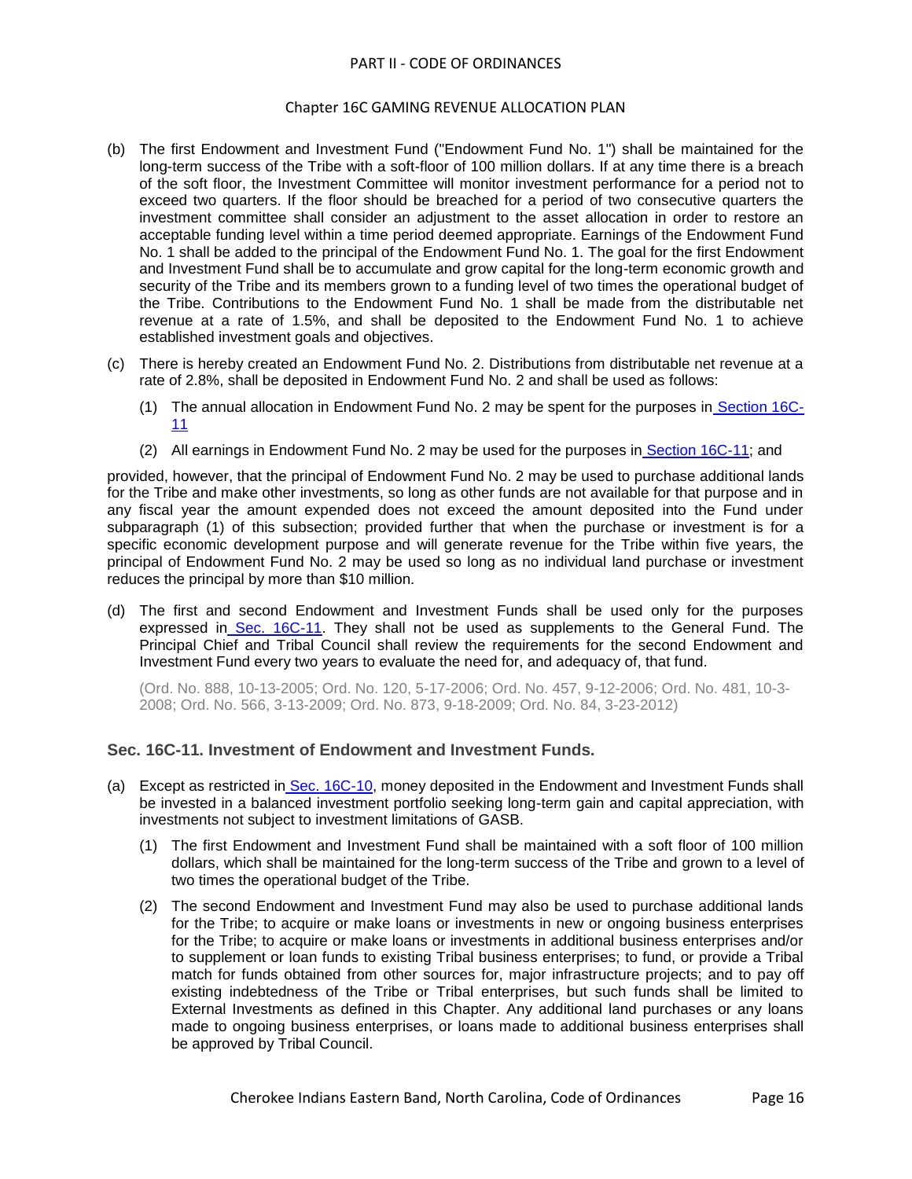(b) The first Endowment and Investment Fund ("Endowment Fund No. 1") shall be maintained for the long-term success of the Tribe with a soft-floor of 100 million dollars. If at any time there is a breach of the soft floor, the Investment Committee will monitor investment performance for a period not to exceed two quarters. If the floor should be breached for a period of two consecutive quarters the investment committee shall consider an adjustment to the asset allocation in order to restore an acceptable funding level within a time period deemed appropriate. Earnings of the Endowment Fund No. 1 shall be added to the principal of the Endowment Fund No. 1. The goal for the first Endowment and Investment Fund shall be to accumulate and grow capital for the long-term economic growth and security of the Tribe and its members grown to a funding level of two times the operational budget of the Tribe. Contributions to the Endowment Fund No. 1 shall be made from the distributable net revenue at a rate of 1.5%, and shall be deposited to the Endowment Fund No. 1 to achieve established investment goals and objectives.

(c) There is hereby created an Endowment Fund No. 2. Distributions from distributable net revenue at a rate of 2.8%, shall be deposited in Endowment Fund No. 2 and shall be used as follows:

 (1) The annual allocation in Endowment Fund No. 2 may be spent for the purposes in Section 16C-11

 (2) All earnings in Endowment Fund No. 2 may be used for the purposes in Section 16C-11; and

provided, however, that the principal of Endowment Fund No. 2 may be used to purchase additional lands for the Tribe and make other investments, so long as other funds are not available for that purpose and in any fiscal year the amount expended does not exceed the amount deposited into the Fund under subparagraph (1) of this subsection; provided further that when the purchase or investment is for a specific economic development purpose and will generate revenue for the Tribe within five years, the principal of Endowment Fund No. 2 may be used so long as no individual land purchase or investment reduces the principal by more than $10 million.

(d) The first and second Endowment and Investment Funds shall be used only for the purposes expressed in Sec. 16C-11. They shall not be used as supplements to the General Fund. The Principal Chief and Tribal Council shall review the requirements for the second Endowment and Investment Fund every two years to evaluate the need for, and adequacy of, that fund.

(Ord. No. 888, 10-13-2005; Ord. No. 120, 5-17-2006; Ord. No. 457, 9-12-2006; Ord. No. 481, 10-3-2008; Ord. No. 566, 3-13-2009; Ord. No. 873, 9-18-2009; Ord. No. 84, 3-23-2012)

### Sec. 16C-11. Investment of Endowment and Investment Funds.

(a) Except as restricted in Sec. 16C-10, money deposited in the Endowment and Investment Funds shall be invested in a balanced investment portfolio seeking long-term gain and capital appreciation, with investments not subject to investment limitations of GASB.

 (1) The first Endowment and Investment Fund shall be maintained with a soft floor of 100 million dollars, which shall be maintained for the long-term success of the Tribe and grown to a level of two times the operational budget of the Tribe.

 (2) The second Endowment and Investment Fund may also be used to purchase additional lands for the Tribe; to acquire or make loans or investments in new or ongoing business enterprises for the Tribe; to acquire or make loans or investments in additional business enterprises and/or to supplement or loan funds to existing Tribal business enterprises; to fund, or provide a Tribal match for funds obtained from other sources for, major infrastructure projects; and to pay off existing indebtedness of the Tribe or Tribal enterprises, but such funds shall be limited to External Investments as defined in this Chapter. Any additional land purchases or any loans made to ongoing business enterprises, or loans made to additional business enterprises shall be approved by Tribal Council.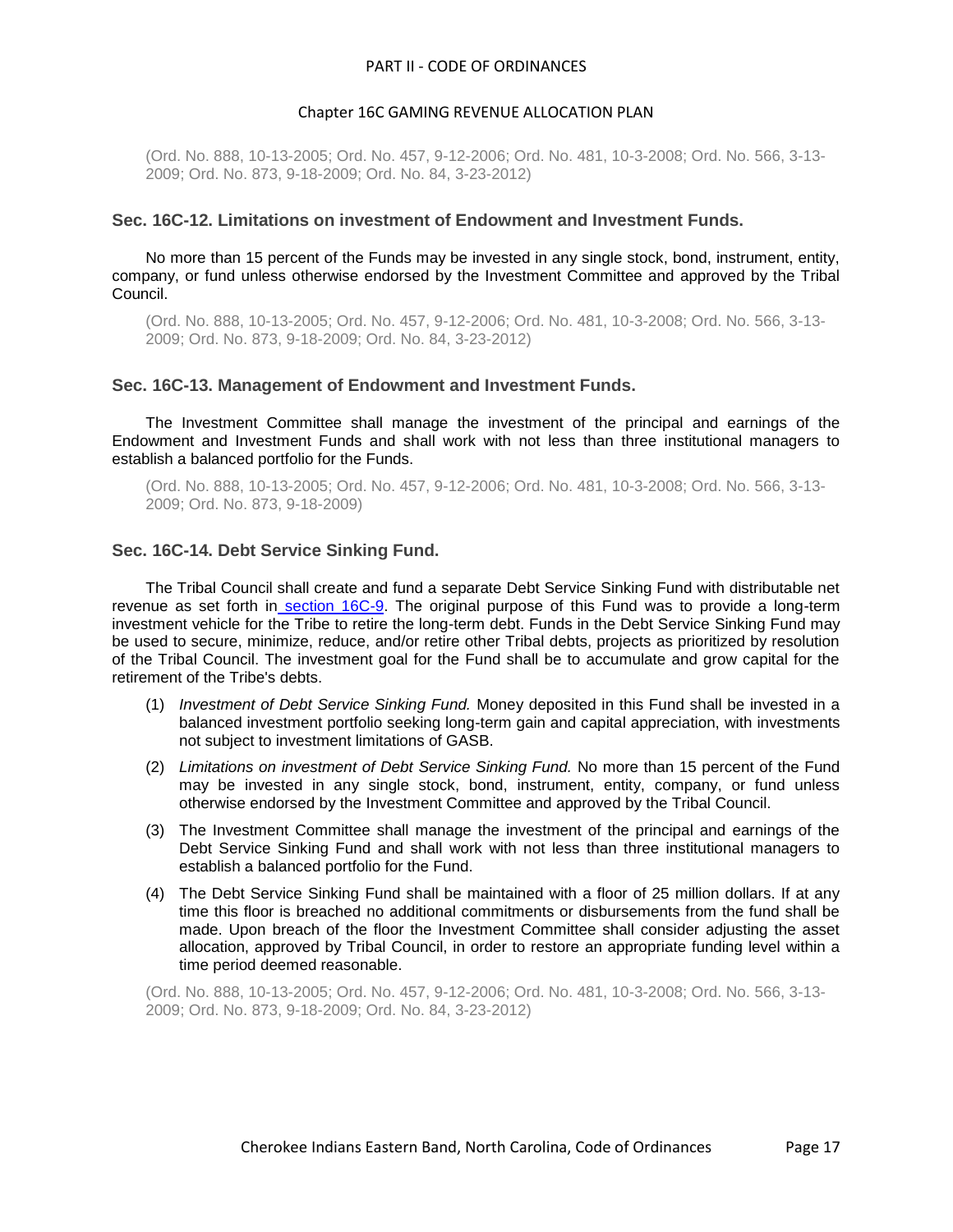(Ord. No. 888, 10-13-2005; Ord. No. 457, 9-12-2006; Ord. No. 481, 10-3-2008; Ord. No. 566, 3-13-2009; Ord. No. 873, 9-18-2009; Ord. No. 84, 3-23-2012)

### Sec. 16C-12. Limitations on investment of Endowment and Investment Funds.

No more than 15 percent of the Funds may be invested in any single stock, bond, instrument, entity, company, or fund unless otherwise endorsed by the Investment Committee and approved by the Tribal Council.

(Ord. No. 888, 10-13-2005; Ord. No. 457, 9-12-2006; Ord. No. 481, 10-3-2008; Ord. No. 566, 3-13-2009; Ord. No. 873, 9-18-2009; Ord. No. 84, 3-23-2012)

### Sec. 16C-13. Management of Endowment and Investment Funds.

The Investment Committee shall manage the investment of the principal and earnings of the Endowment and Investment Funds and shall work with not less than three institutional managers to establish a balanced portfolio for the Funds.

(Ord. No. 888, 10-13-2005; Ord. No. 457, 9-12-2006; Ord. No. 481, 10-3-2008; Ord. No. 566, 3-13-2009; Ord. No. 873, 9-18-2009)

### Sec. 16C-14. Debt Service Sinking Fund.

The Tribal Council shall create and fund a separate Debt Service Sinking Fund with distributable net revenue as set forth in section 16C-9. The original purpose of this Fund was to provide a long-term investment vehicle for the Tribe to retire the long-term debt. Funds in the Debt Service Sinking Fund may be used to secure, minimize, reduce, and/or retire other Tribal debts, projects as prioritized by resolution of the Tribal Council. The investment goal for the Fund shall be to accumulate and grow capital for the retirement of the Tribe's debts.

(1) *Investment of Debt Service Sinking Fund.* Money deposited in this Fund shall be invested in a balanced investment portfolio seeking long-term gain and capital appreciation, with investments not subject to investment limitations of GASB.

(2) *Limitations on investment of Debt Service Sinking Fund.* No more than 15 percent of the Fund may be invested in any single stock, bond, instrument, entity, company, or fund unless otherwise endorsed by the Investment Committee and approved by the Tribal Council.

(3) The Investment Committee shall manage the investment of the principal and earnings of the Debt Service Sinking Fund and shall work with not less than three institutional managers to establish a balanced portfolio for the Fund.

(4) The Debt Service Sinking Fund shall be maintained with a floor of 25 million dollars. If at any time this floor is breached no additional commitments or disbursements from the fund shall be made. Upon breach of the floor the Investment Committee shall consider adjusting the asset allocation, approved by Tribal Council, in order to restore an appropriate funding level within a time period deemed reasonable.

(Ord. No. 888, 10-13-2005; Ord. No. 457, 9-12-2006; Ord. No. 481, 10-3-2008; Ord. No. 566, 3-13-2009; Ord. No. 873, 9-18-2009; Ord. No. 84, 3-23-2012)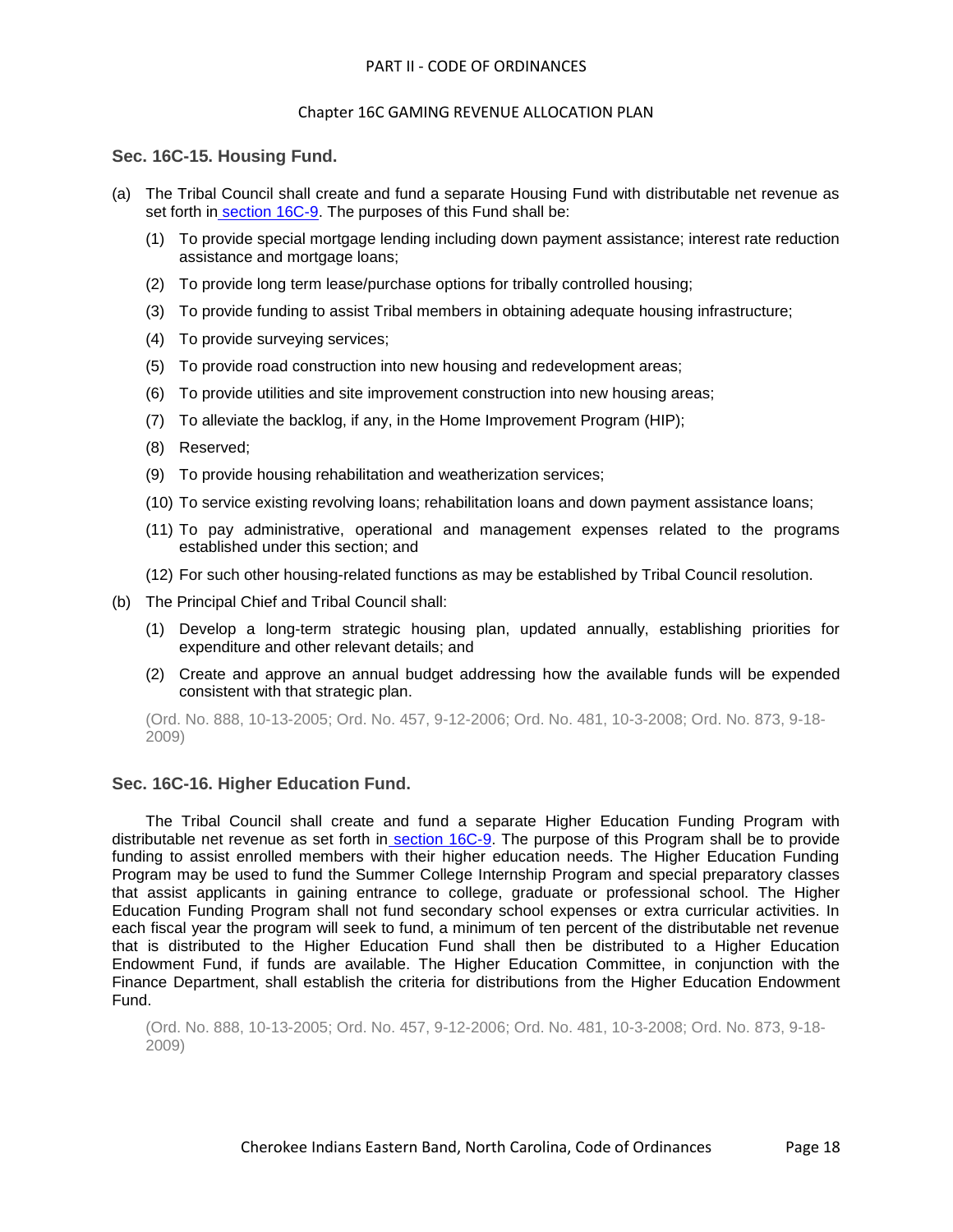### Sec. 16C-15. Housing Fund.

(a) The Tribal Council shall create and fund a separate Housing Fund with distributable net revenue as set forth in section 16C-9. The purposes of this Fund shall be:

(1) To provide special mortgage lending including down payment assistance; interest rate reduction assistance and mortgage loans;

(2) To provide long term lease/purchase options for tribally controlled housing;

(3) To provide funding to assist Tribal members in obtaining adequate housing infrastructure;

(4) To provide surveying services;

(5) To provide road construction into new housing and redevelopment areas;

(6) To provide utilities and site improvement construction into new housing areas;

(7) To alleviate the backlog, if any, in the Home Improvement Program (HIP);

(8) Reserved;

(9) To provide housing rehabilitation and weatherization services;

(10) To service existing revolving loans; rehabilitation loans and down payment assistance loans;

(11) To pay administrative, operational and management expenses related to the programs established under this section; and

(12) For such other housing-related functions as may be established by Tribal Council resolution.

(b) The Principal Chief and Tribal Council shall:

(1) Develop a long-term strategic housing plan, updated annually, establishing priorities for expenditure and other relevant details; and

(2) Create and approve an annual budget addressing how the available funds will be expended consistent with that strategic plan.

(Ord. No. 888, 10-13-2005; Ord. No. 457, 9-12-2006; Ord. No. 481, 10-3-2008; Ord. No. 873, 9-18-2009)

### Sec. 16C-16. Higher Education Fund.

The Tribal Council shall create and fund a separate Higher Education Funding Program with distributable net revenue as set forth in section 16C-9. The purpose of this Program shall be to provide funding to assist enrolled members with their higher education needs. The Higher Education Funding Program may be used to fund the Summer College Internship Program and special preparatory classes that assist applicants in gaining entrance to college, graduate or professional school. The Higher Education Funding Program shall not fund secondary school expenses or extra curricular activities. In each fiscal year the program will seek to fund, a minimum of ten percent of the distributable net revenue that is distributed to the Higher Education Fund shall then be distributed to a Higher Education Endowment Fund, if funds are available. The Higher Education Committee, in conjunction with the Finance Department, shall establish the criteria for distributions from the Higher Education Endowment Fund.

(Ord. No. 888, 10-13-2005; Ord. No. 457, 9-12-2006; Ord. No. 481, 10-3-2008; Ord. No. 873, 9-18-2009)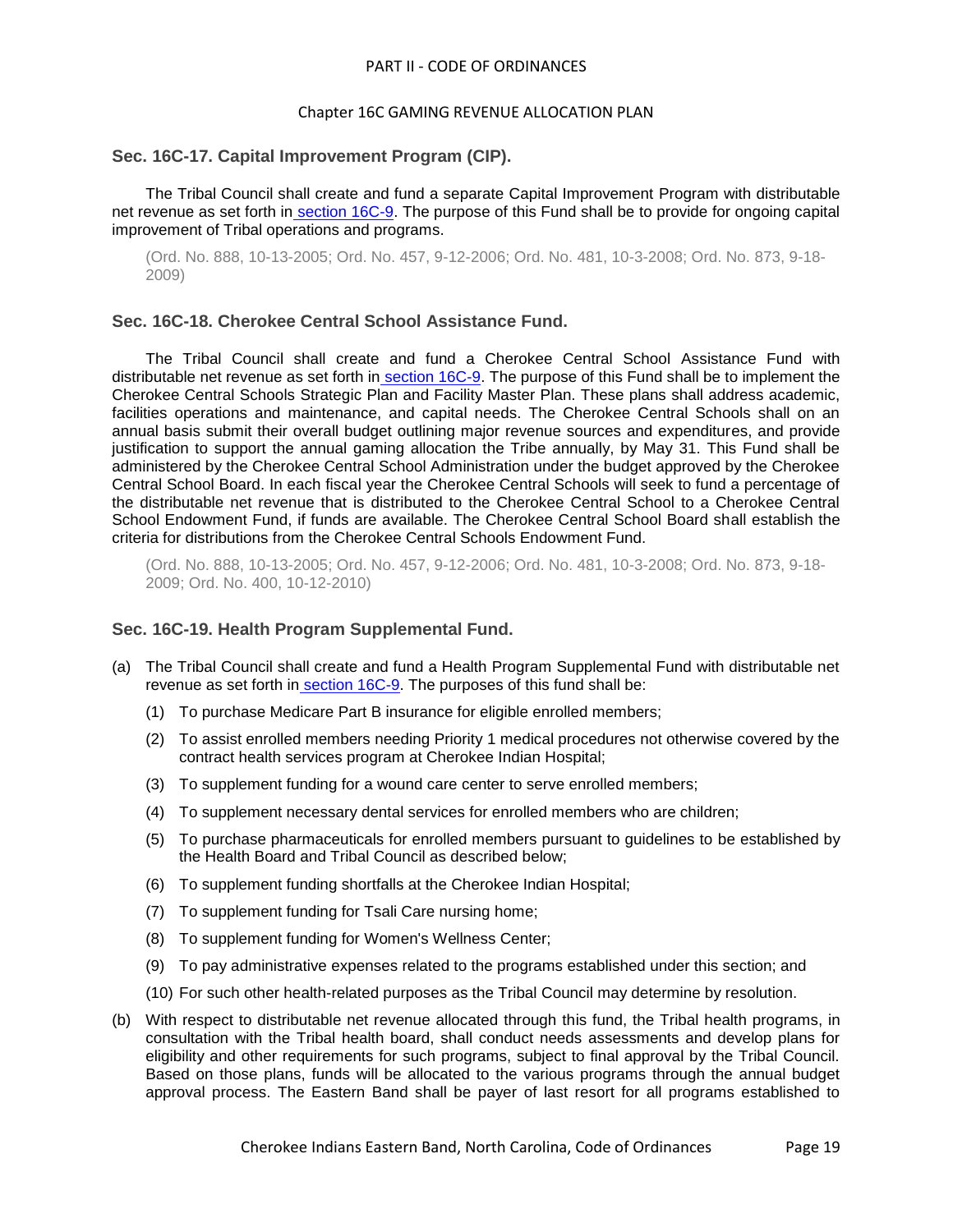## Sec. 16C-17. Capital Improvement Program (CIP).

The Tribal Council shall create and fund a separate Capital Improvement Program with distributable net revenue as set forth in section 16C-9. The purpose of this Fund shall be to provide for ongoing capital improvement of Tribal operations and programs.

(Ord. No. 888, 10-13-2005; Ord. No. 457, 9-12-2006; Ord. No. 481, 10-3-2008; Ord. No. 873, 9-18-2009)

## Sec. 16C-18. Cherokee Central School Assistance Fund.

The Tribal Council shall create and fund a Cherokee Central School Assistance Fund with distributable net revenue as set forth in section 16C-9. The purpose of this Fund shall be to implement the Cherokee Central Schools Strategic Plan and Facility Master Plan. These plans shall address academic, facilities operations and maintenance, and capital needs. The Cherokee Central Schools shall on an annual basis submit their overall budget outlining major revenue sources and expenditures, and provide justification to support the annual gaming allocation the Tribe annually, by May 31. This Fund shall be administered by the Cherokee Central School Administration under the budget approved by the Cherokee Central School Board. In each fiscal year the Cherokee Central Schools will seek to fund a percentage of the distributable net revenue that is distributed to the Cherokee Central School to a Cherokee Central School Endowment Fund, if funds are available. The Cherokee Central School Board shall establish the criteria for distributions from the Cherokee Central Schools Endowment Fund.

(Ord. No. 888, 10-13-2005; Ord. No. 457, 9-12-2006; Ord. No. 481, 10-3-2008; Ord. No. 873, 9-18-2009; Ord. No. 400, 10-12-2010)

## Sec. 16C-19. Health Program Supplemental Fund.

(a) The Tribal Council shall create and fund a Health Program Supplemental Fund with distributable net revenue as set forth in section 16C-9. The purposes of this fund shall be:

   (1) To purchase Medicare Part B insurance for eligible enrolled members;

   (2) To assist enrolled members needing Priority 1 medical procedures not otherwise covered by the contract health services program at Cherokee Indian Hospital;

   (3) To supplement funding for a wound care center to serve enrolled members;

   (4) To supplement necessary dental services for enrolled members who are children;

   (5) To purchase pharmaceuticals for enrolled members pursuant to guidelines to be established by the Health Board and Tribal Council as described below;

   (6) To supplement funding shortfalls at the Cherokee Indian Hospital;

   (7) To supplement funding for Tsali Care nursing home;

   (8) To supplement funding for Women's Wellness Center;

   (9) To pay administrative expenses related to the programs established under this section; and

   (10) For such other health-related purposes as the Tribal Council may determine by resolution.

(b) With respect to distributable net revenue allocated through this fund, the Tribal health programs, in consultation with the Tribal health board, shall conduct needs assessments and develop plans for eligibility and other requirements for such programs, subject to final approval by the Tribal Council. Based on those plans, funds will be allocated to the various programs through the annual budget approval process. The Eastern Band shall be payer of last resort for all programs established to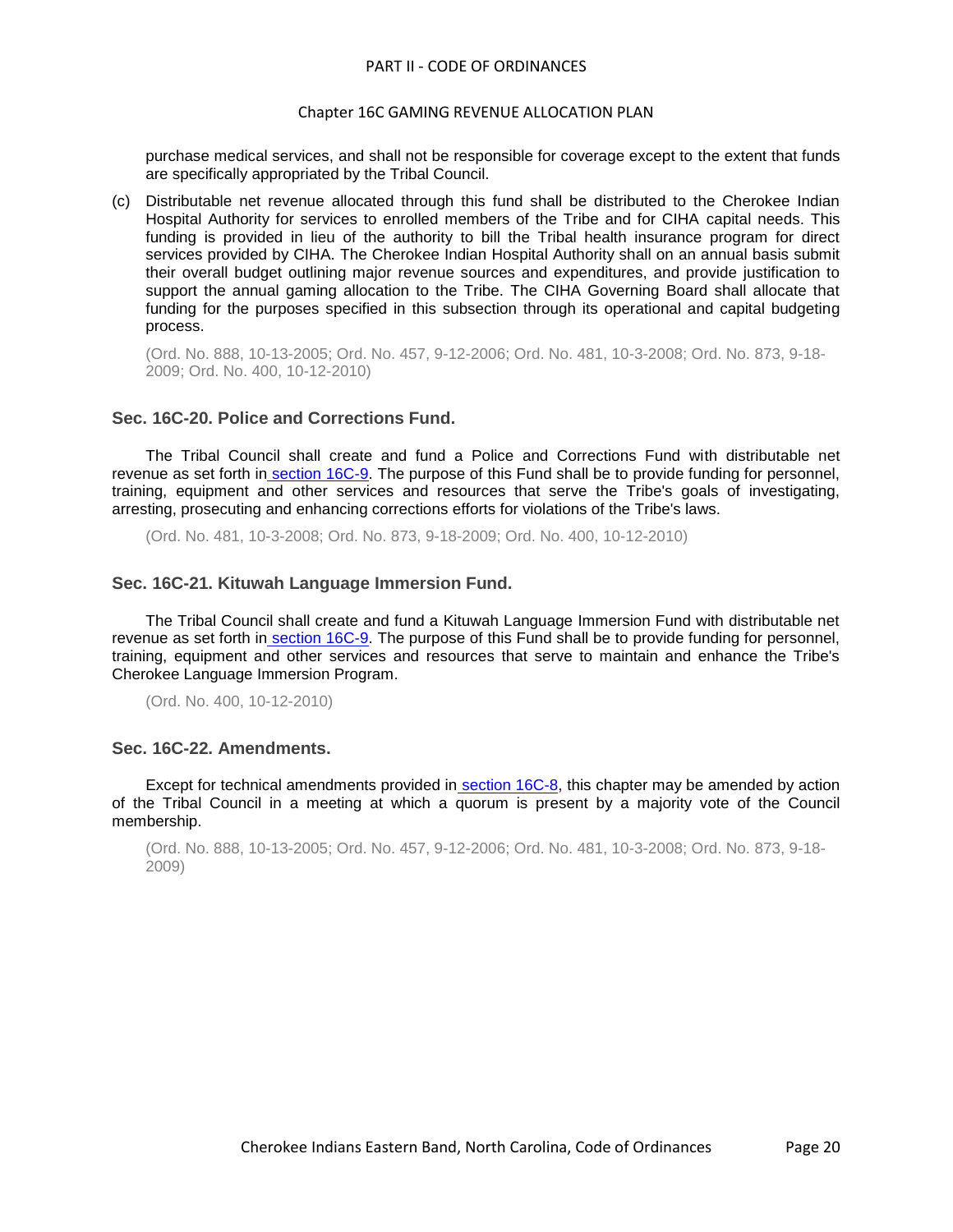purchase medical services, and shall not be responsible for coverage except to the extent that funds are specifically appropriated by the Tribal Council.

(c) Distributable net revenue allocated through this fund shall be distributed to the Cherokee Indian Hospital Authority for services to enrolled members of the Tribe and for CIHA capital needs. This funding is provided in lieu of the authority to bill the Tribal health insurance program for direct services provided by CIHA. The Cherokee Indian Hospital Authority shall on an annual basis submit their overall budget outlining major revenue sources and expenditures, and provide justification to support the annual gaming allocation to the Tribe. The CIHA Governing Board shall allocate that funding for the purposes specified in this subsection through its operational and capital budgeting process.

(Ord. No. 888, 10-13-2005; Ord. No. 457, 9-12-2006; Ord. No. 481, 10-3-2008; Ord. No. 873, 9-18-2009; Ord. No. 400, 10-12-2010)

### Sec. 16C-20. Police and Corrections Fund.

The Tribal Council shall create and fund a Police and Corrections Fund with distributable net revenue as set forth in section 16C-9. The purpose of this Fund shall be to provide funding for personnel, training, equipment and other services and resources that serve the Tribe's goals of investigating, arresting, prosecuting and enhancing corrections efforts for violations of the Tribe's laws.

(Ord. No. 481, 10-3-2008; Ord. No. 873, 9-18-2009; Ord. No. 400, 10-12-2010)

### Sec. 16C-21. Kituwah Language Immersion Fund.

The Tribal Council shall create and fund a Kituwah Language Immersion Fund with distributable net revenue as set forth in section 16C-9. The purpose of this Fund shall be to provide funding for personnel, training, equipment and other services and resources that serve to maintain and enhance the Tribe's Cherokee Language Immersion Program.

(Ord. No. 400, 10-12-2010)

### Sec. 16C-22. Amendments.

Except for technical amendments provided in section 16C-8, this chapter may be amended by action of the Tribal Council in a meeting at which a quorum is present by a majority vote of the Council membership.

(Ord. No. 888, 10-13-2005; Ord. No. 457, 9-12-2006; Ord. No. 481, 10-3-2008; Ord. No. 873, 9-18-2009)